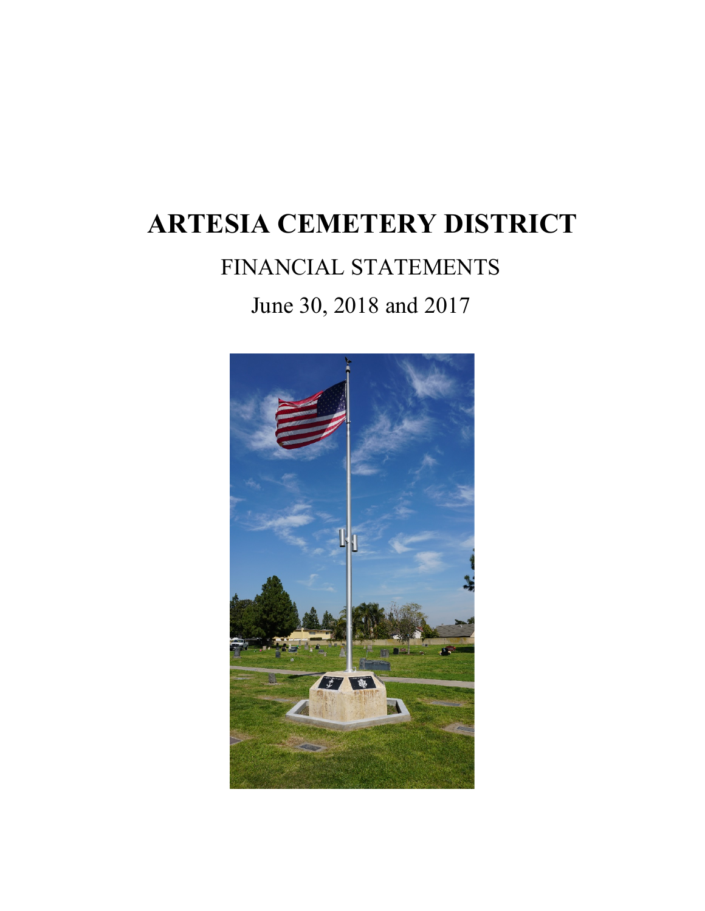# ARTESIA CEMETERY DISTRICT

FINANCIAL STATEMENTS

June 30, 2018 and 2017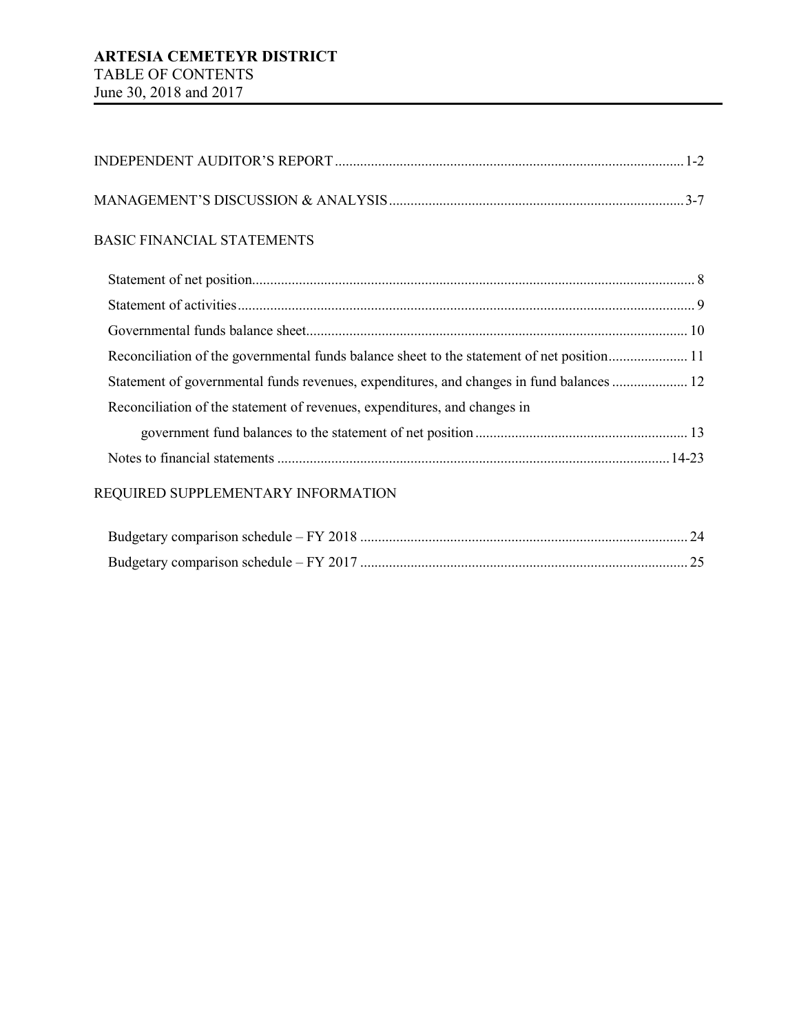# ARTESIA CEMETEYR DISTRICT
TABLE OF CONTENTS
June 30, 2018 and 2017

INDEPENDENT AUDITOR'S REPORT ................................................................................ 1-2

MANAGEMENT'S DISCUSSION & ANALYSIS ................................................................................ 3-7

BASIC FINANCIAL STATEMENTS

- Statement of net position ................................................................................ 8
- Statement of activities ................................................................................ 9
- Governmental funds balance sheet ................................................................................ 10
- Reconciliation of the governmental funds balance sheet to the statement of net position ................................................................................ 11
- Statement of governmental funds revenues, expenditures, and changes in fund balances ................................................................................ 12
- Reconciliation of the statement of revenues, expenditures, and changes in government fund balances to the statement of net position ................................................................................ 13
- Notes to financial statements ................................................................................ 14-23

REQUIRED SUPPLEMENTARY INFORMATION

- Budgetary comparison schedule – FY 2018 ................................................................................ 24
- Budgetary comparison schedule – FY 2017 ................................................................................ 25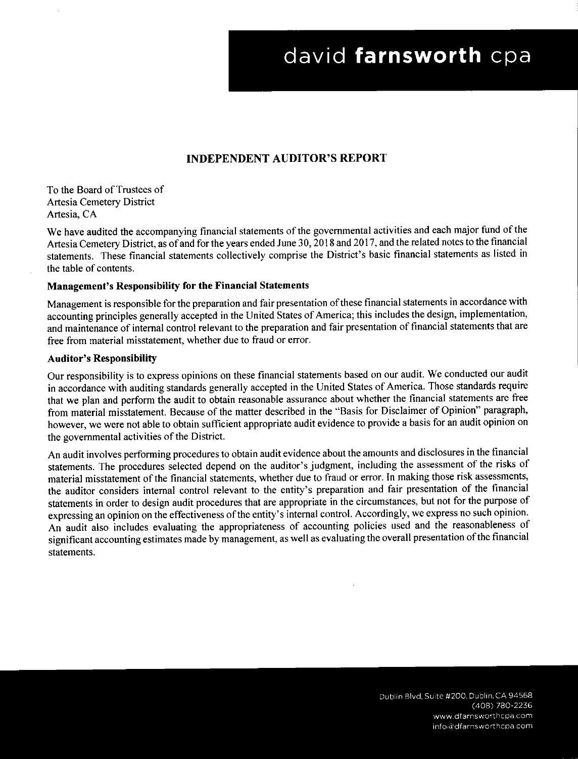## INDEPENDENT AUDITOR'S REPORT

To the Board of Trustees of
Artesia Cemetery District
Artesia, CA

We have audited the accompanying financial statements of the governmental activities and each major fund of the Artesia Cemetery District, as of and for the years ended June 30, 2018 and 2017, and the related notes to the financial statements. These financial statements collectively comprise the District's basic financial statements as listed in the table of contents.

**Management's Responsibility for the Financial Statements**

Management is responsible for the preparation and fair presentation of these financial statements in accordance with accounting principles generally accepted in the United States of America; this includes the design, implementation, and maintenance of internal control relevant to the preparation and fair presentation of financial statements that are free from material misstatement, whether due to fraud or error.

**Auditor's Responsibility**

Our responsibility is to express opinions on these financial statements based on our audit. We conducted our audit in accordance with auditing standards generally accepted in the United States of America. Those standards require that we plan and perform the audit to obtain reasonable assurance about whether the financial statements are free from material misstatement. Because of the matter described in the "Basis for Disclaimer of Opinion" paragraph, however, we were not able to obtain sufficient appropriate audit evidence to provide a basis for an audit opinion on the governmental activities of the District.

An audit involves performing procedures to obtain audit evidence about the amounts and disclosures in the financial statements. The procedures selected depend on the auditor's judgment, including the assessment of the risks of material misstatement of the financial statements, whether due to fraud or error. In making those risk assessments, the auditor considers internal control relevant to the entity's preparation and fair presentation of the financial statements in order to design audit procedures that are appropriate in the circumstances, but not for the purpose of expressing an opinion on the effectiveness of the entity's internal control. Accordingly, we express no such opinion. An audit also includes evaluating the appropriateness of accounting policies used and the reasonableness of significant accounting estimates made by management, as well as evaluating the overall presentation of the financial statements.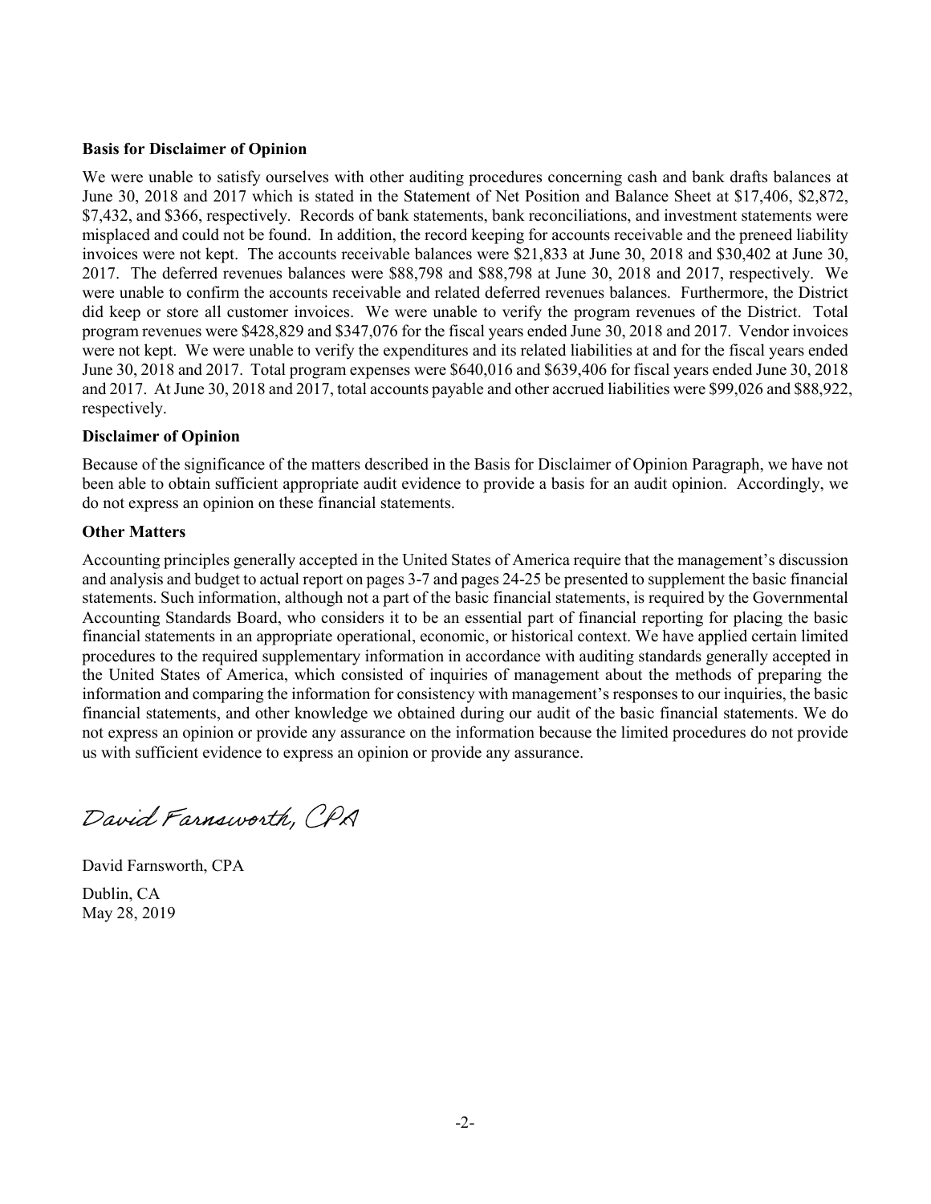**Basis for Disclaimer of Opinion**

We were unable to satisfy ourselves with other auditing procedures concerning cash and bank drafts balances at June 30, 2018 and 2017 which is stated in the Statement of Net Position and Balance Sheet at $17,406, $2,872, $7,432, and $366, respectively. Records of bank statements, bank reconciliations, and investment statements were misplaced and could not be found. In addition, the record keeping for accounts receivable and the preneed liability invoices were not kept. The accounts receivable balances were $21,833 at June 30, 2018 and $30,402 at June 30, 2017. The deferred revenues balances were $88,798 and $88,798 at June 30, 2018 and 2017, respectively. We were unable to confirm the accounts receivable and related deferred revenues balances. Furthermore, the District did keep or store all customer invoices. We were unable to verify the program revenues of the District. Total program revenues were $428,829 and $347,076 for the fiscal years ended June 30, 2018 and 2017. Vendor invoices were not kept. We were unable to verify the expenditures and its related liabilities at and for the fiscal years ended June 30, 2018 and 2017. Total program expenses were $640,016 and $639,406 for fiscal years ended June 30, 2018 and 2017. At June 30, 2018 and 2017, total accounts payable and other accrued liabilities were $99,026 and $88,922, respectively.

**Disclaimer of Opinion**

Because of the significance of the matters described in the Basis for Disclaimer of Opinion Paragraph, we have not been able to obtain sufficient appropriate audit evidence to provide a basis for an audit opinion. Accordingly, we do not express an opinion on these financial statements.

**Other Matters**

Accounting principles generally accepted in the United States of America require that the management's discussion and analysis and budget to actual report on pages 3-7 and pages 24-25 be presented to supplement the basic financial statements. Such information, although not a part of the basic financial statements, is required by the Governmental Accounting Standards Board, who considers it to be an essential part of financial reporting for placing the basic financial statements in an appropriate operational, economic, or historical context. We have applied certain limited procedures to the required supplementary information in accordance with auditing standards generally accepted in the United States of America, which consisted of inquiries of management about the methods of preparing the information and comparing the information for consistency with management's responses to our inquiries, the basic financial statements, and other knowledge we obtained during our audit of the basic financial statements. We do not express an opinion or provide any assurance on the information because the limited procedures do not provide us with sufficient evidence to express an opinion or provide any assurance.

*David Farnsworth, CPA*

David Farnsworth, CPA

Dublin, CA
May 28, 2019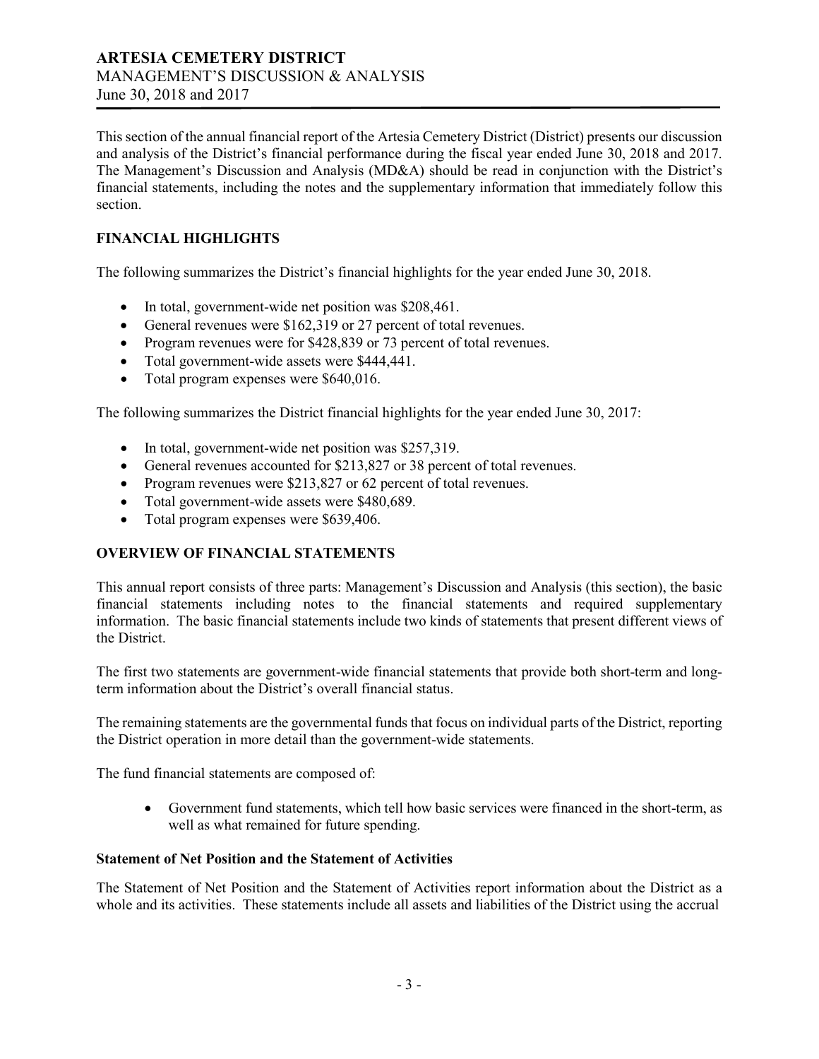# ARTESIA CEMETERY DISTRICT
MANAGEMENT'S DISCUSSION & ANALYSIS
June 30, 2018 and 2017

This section of the annual financial report of the Artesia Cemetery District (District) presents our discussion and analysis of the District's financial performance during the fiscal year ended June 30, 2018 and 2017. The Management's Discussion and Analysis (MD&A) should be read in conjunction with the District's financial statements, including the notes and the supplementary information that immediately follow this section.

## FINANCIAL HIGHLIGHTS

The following summarizes the District's financial highlights for the year ended June 30, 2018.

- In total, government-wide net position was $208,461.
- General revenues were $162,319 or 27 percent of total revenues.
- Program revenues were for $428,839 or 73 percent of total revenues.
- Total government-wide assets were $444,441.
- Total program expenses were $640,016.

The following summarizes the District financial highlights for the year ended June 30, 2017:

- In total, government-wide net position was $257,319.
- General revenues accounted for $213,827 or 38 percent of total revenues.
- Program revenues were $213,827 or 62 percent of total revenues.
- Total government-wide assets were $480,689.
- Total program expenses were $639,406.

## OVERVIEW OF FINANCIAL STATEMENTS

This annual report consists of three parts: Management's Discussion and Analysis (this section), the basic financial statements including notes to the financial statements and required supplementary information. The basic financial statements include two kinds of statements that present different views of the District.

The first two statements are government-wide financial statements that provide both short-term and long-term information about the District's overall financial status.

The remaining statements are the governmental funds that focus on individual parts of the District, reporting the District operation in more detail than the government-wide statements.

The fund financial statements are composed of:

- Government fund statements, which tell how basic services were financed in the short-term, as well as what remained for future spending.

### Statement of Net Position and the Statement of Activities

The Statement of Net Position and the Statement of Activities report information about the District as a whole and its activities. These statements include all assets and liabilities of the District using the accrual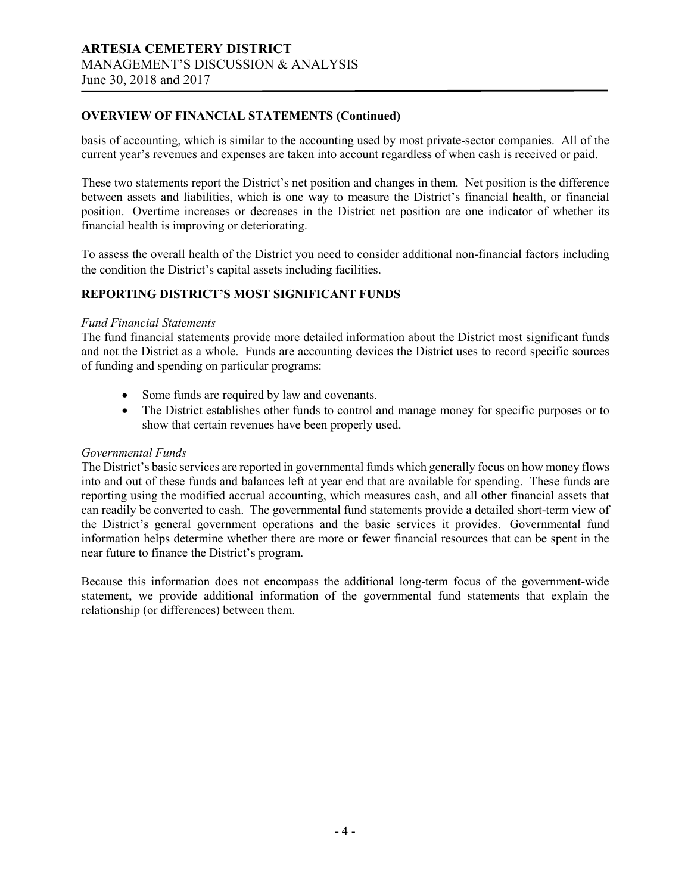## OVERVIEW OF FINANCIAL STATEMENTS (Continued)

basis of accounting, which is similar to the accounting used by most private-sector companies. All of the current year's revenues and expenses are taken into account regardless of when cash is received or paid.

These two statements report the District's net position and changes in them. Net position is the difference between assets and liabilities, which is one way to measure the District's financial health, or financial position. Overtime increases or decreases in the District net position are one indicator of whether its financial health is improving or deteriorating.

To assess the overall health of the District you need to consider additional non-financial factors including the condition the District's capital assets including facilities.

## REPORTING DISTRICT'S MOST SIGNIFICANT FUNDS

*Fund Financial Statements*

The fund financial statements provide more detailed information about the District most significant funds and not the District as a whole. Funds are accounting devices the District uses to record specific sources of funding and spending on particular programs:

- Some funds are required by law and covenants.
- The District establishes other funds to control and manage money for specific purposes or to show that certain revenues have been properly used.

*Governmental Funds*

The District's basic services are reported in governmental funds which generally focus on how money flows into and out of these funds and balances left at year end that are available for spending. These funds are reporting using the modified accrual accounting, which measures cash, and all other financial assets that can readily be converted to cash. The governmental fund statements provide a detailed short-term view of the District's general government operations and the basic services it provides. Governmental fund information helps determine whether there are more or fewer financial resources that can be spent in the near future to finance the District's program.

Because this information does not encompass the additional long-term focus of the government-wide statement, we provide additional information of the governmental fund statements that explain the relationship (or differences) between them.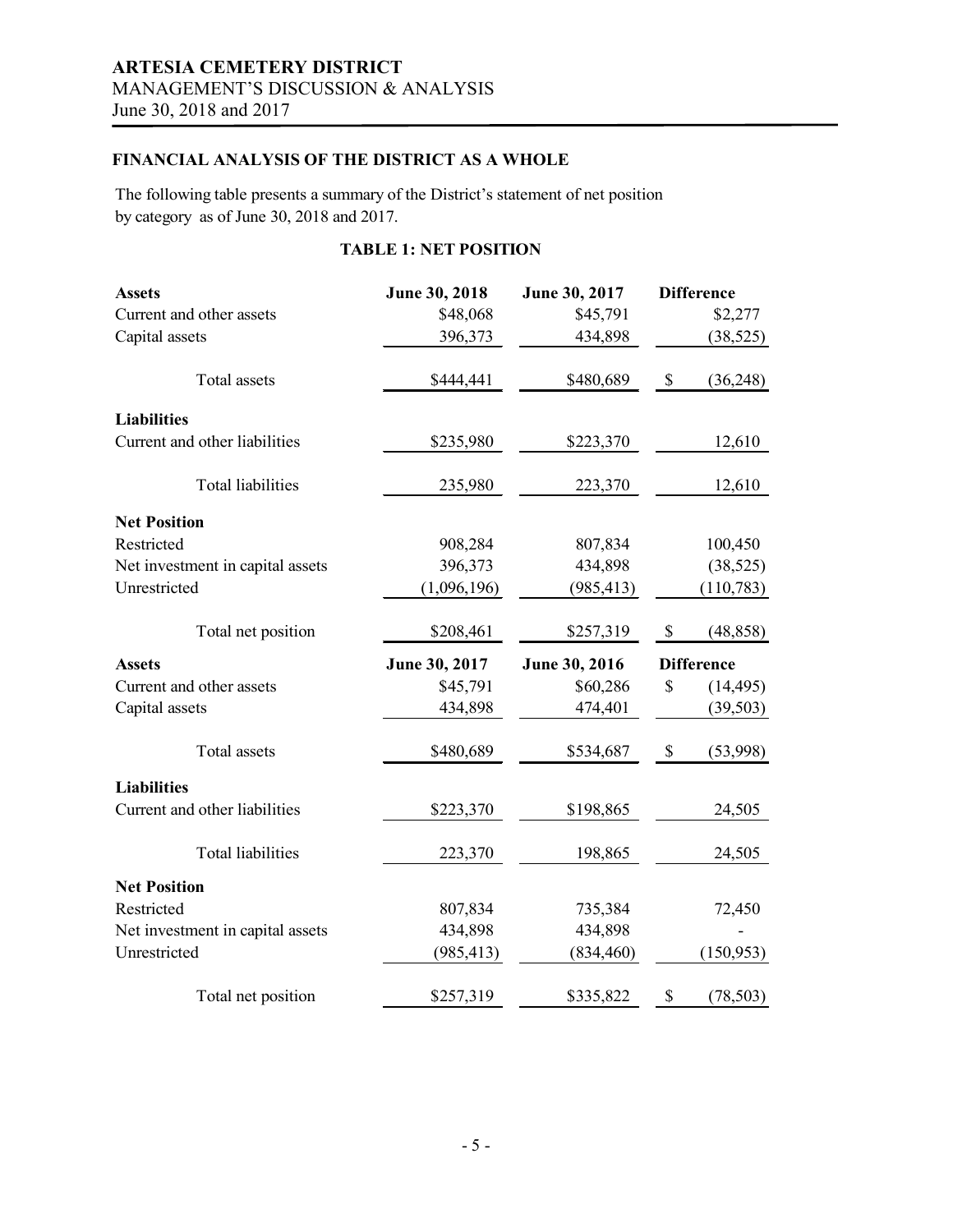# ARTESIA CEMETERY DISTRICT
MANAGEMENT'S DISCUSSION & ANALYSIS
June 30, 2018 and 2017

## FINANCIAL ANALYSIS OF THE DISTRICT AS A WHOLE

The following table presents a summary of the District's statement of net position by category as of June 30, 2018 and 2017.

### TABLE 1: NET POSITION

| **Assets** | **June 30, 2018** | **June 30, 2017** | **Difference** |
|---|---|---|---|
| Current and other assets | $48,068 | $45,791 | $2,277 |
| Capital assets | 396,373 | 434,898 | (38,525) |
| Total assets | $444,441 | $480,689 | $ (36,248) |
| **Liabilities** | | | |
| Current and other liabilities | $235,980 | $223,370 | 12,610 |
| Total liabilities | 235,980 | 223,370 | 12,610 |
| **Net Position** | | | |
| Restricted | 908,284 | 807,834 | 100,450 |
| Net investment in capital assets | 396,373 | 434,898 | (38,525) |
| Unrestricted | (1,096,196) | (985,413) | (110,783) |
| Total net position | $208,461 | $257,319 | $ (48,858) |

| **Assets** | **June 30, 2017** | **June 30, 2016** | **Difference** |
|---|---|---|---|
| Current and other assets | $45,791 | $60,286 | $ (14,495) |
| Capital assets | 434,898 | 474,401 | (39,503) |
| Total assets | $480,689 | $534,687 | $ (53,998) |
| **Liabilities** | | | |
| Current and other liabilities | $223,370 | $198,865 | 24,505 |
| Total liabilities | 223,370 | 198,865 | 24,505 |
| **Net Position** | | | |
| Restricted | 807,834 | 735,384 | 72,450 |
| Net investment in capital assets | 434,898 | 434,898 | - |
| Unrestricted | (985,413) | (834,460) | (150,953) |
| Total net position | $257,319 | $335,822 | $ (78,503) |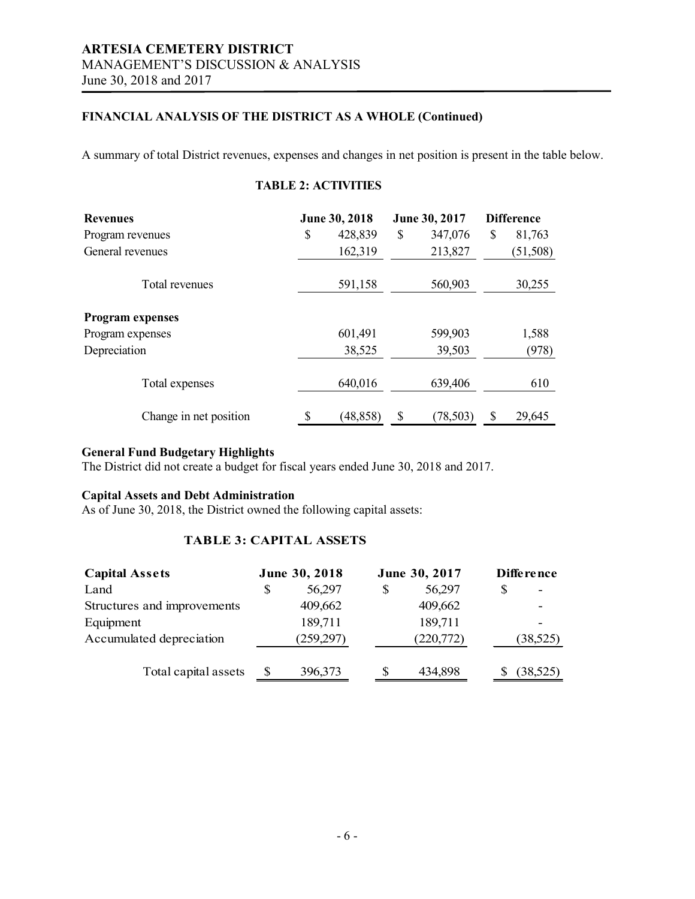# ARTESIA CEMETERY DISTRICT
MANAGEMENT'S DISCUSSION & ANALYSIS
June 30, 2018 and 2017

## FINANCIAL ANALYSIS OF THE DISTRICT AS A WHOLE (Continued)

A summary of total District revenues, expenses and changes in net position is present in the table below.

### TABLE 2: ACTIVITIES

| **Revenues** | **June 30, 2018** | **June 30, 2017** | **Difference** |
|---|---|---|---|
| Program revenues | $ 428,839 | $ 347,076 | $ 81,763 |
| General revenues | 162,319 | 213,827 | (51,508) |
| Total revenues | 591,158 | 560,903 | 30,255 |
| **Program expenses** | | | |
| Program expenses | 601,491 | 599,903 | 1,588 |
| Depreciation | 38,525 | 39,503 | (978) |
| Total expenses | 640,016 | 639,406 | 610 |
| Change in net position | $ (48,858) | $ (78,503) | $ 29,645 |

**General Fund Budgetary Highlights**
The District did not create a budget for fiscal years ended June 30, 2018 and 2017.

**Capital Assets and Debt Administration**
As of June 30, 2018, the District owned the following capital assets:

### TABLE 3: CAPITAL ASSETS

| **Capital Assets** | **June 30, 2018** | **June 30, 2017** | **Difference** |
|---|---|---|---|
| Land | $ 56,297 | $ 56,297 | $ - |
| Structures and improvements | 409,662 | 409,662 | - |
| Equipment | 189,711 | 189,711 | - |
| Accumulated depreciation | (259,297) | (220,772) | (38,525) |
| Total capital assets | $ 396,373 | $ 434,898 | $ (38,525) |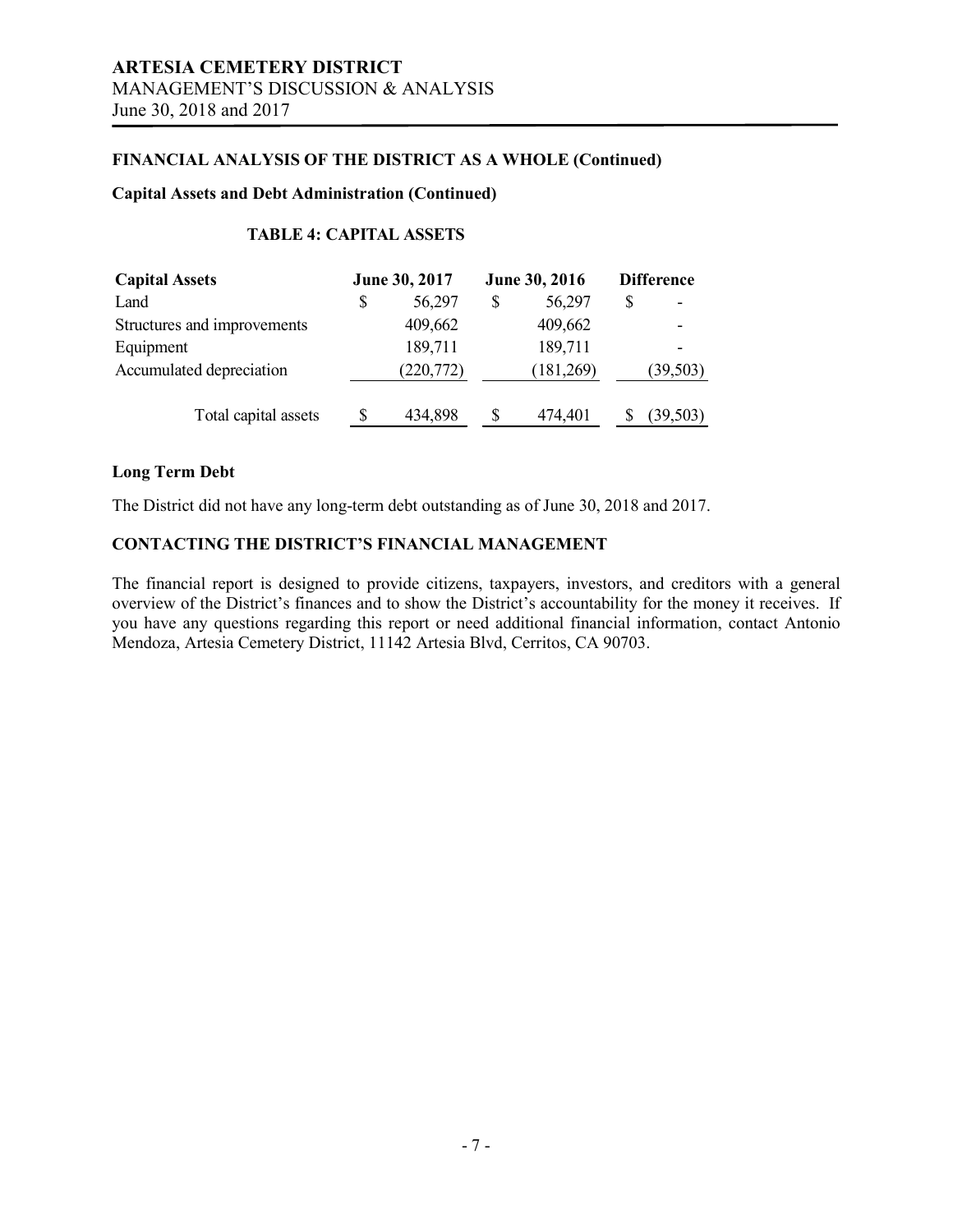## FINANCIAL ANALYSIS OF THE DISTRICT AS A WHOLE (Continued)

### Capital Assets and Debt Administration (Continued)

**TABLE 4: CAPITAL ASSETS**

| Capital Assets | June 30, 2017 | June 30, 2016 | Difference |
|---|---|---|---|
| Land | $ 56,297 | $ 56,297 | $ - |
| Structures and improvements | 409,662 | 409,662 | - |
| Equipment | 189,711 | 189,711 | - |
| Accumulated depreciation | (220,772) | (181,269) | (39,503) |
| Total capital assets | $ 434,898 | $ 474,401 | $ (39,503) |

### Long Term Debt

The District did not have any long-term debt outstanding as of June 30, 2018 and 2017.

## CONTACTING THE DISTRICT'S FINANCIAL MANAGEMENT

The financial report is designed to provide citizens, taxpayers, investors, and creditors with a general overview of the District's finances and to show the District's accountability for the money it receives. If you have any questions regarding this report or need additional financial information, contact Antonio Mendoza, Artesia Cemetery District, 11142 Artesia Blvd, Cerritos, CA 90703.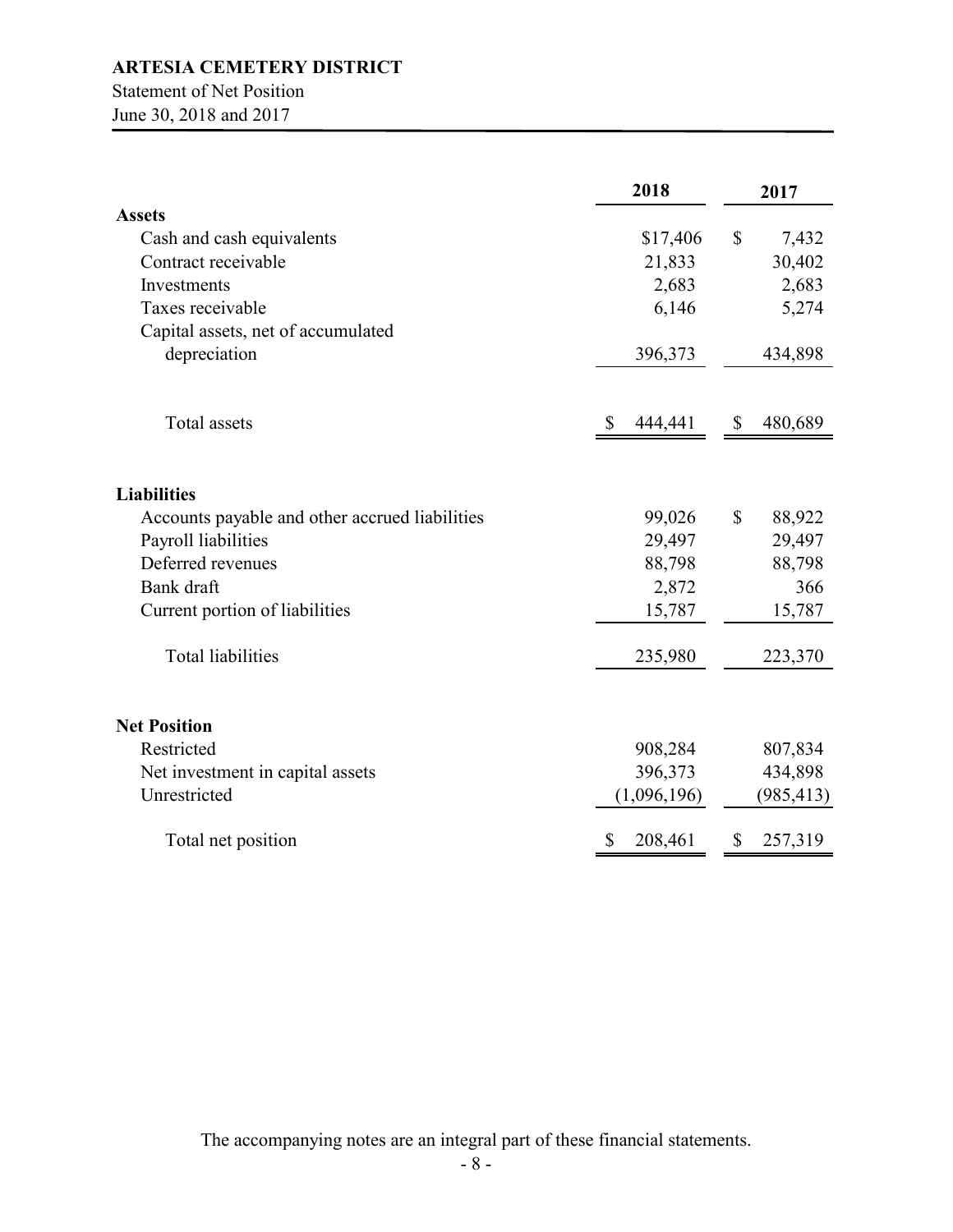**ARTESIA CEMETERY DISTRICT**

Statement of Net Position

June 30, 2018 and 2017

| | 2018 | 2017 |
|---|---|---|
| **Assets** | | |
| Cash and cash equivalents | $17,406 | $ 7,432 |
| Contract receivable | 21,833 | 30,402 |
| Investments | 2,683 | 2,683 |
| Taxes receivable | 6,146 | 5,274 |
| Capital assets, net of accumulated depreciation | 396,373 | 434,898 |
| Total assets | $ 444,441 | $ 480,689 |
| **Liabilities** | | |
| Accounts payable and other accrued liabilities | 99,026 | $ 88,922 |
| Payroll liabilities | 29,497 | 29,497 |
| Deferred revenues | 88,798 | 88,798 |
| Bank draft | 2,872 | 366 |
| Current portion of liabilities | 15,787 | 15,787 |
| Total liabilities | 235,980 | 223,370 |
| **Net Position** | | |
| Restricted | 908,284 | 807,834 |
| Net investment in capital assets | 396,373 | 434,898 |
| Unrestricted | (1,096,196) | (985,413) |
| Total net position | $ 208,461 | $ 257,319 |

The accompanying notes are an integral part of these financial statements.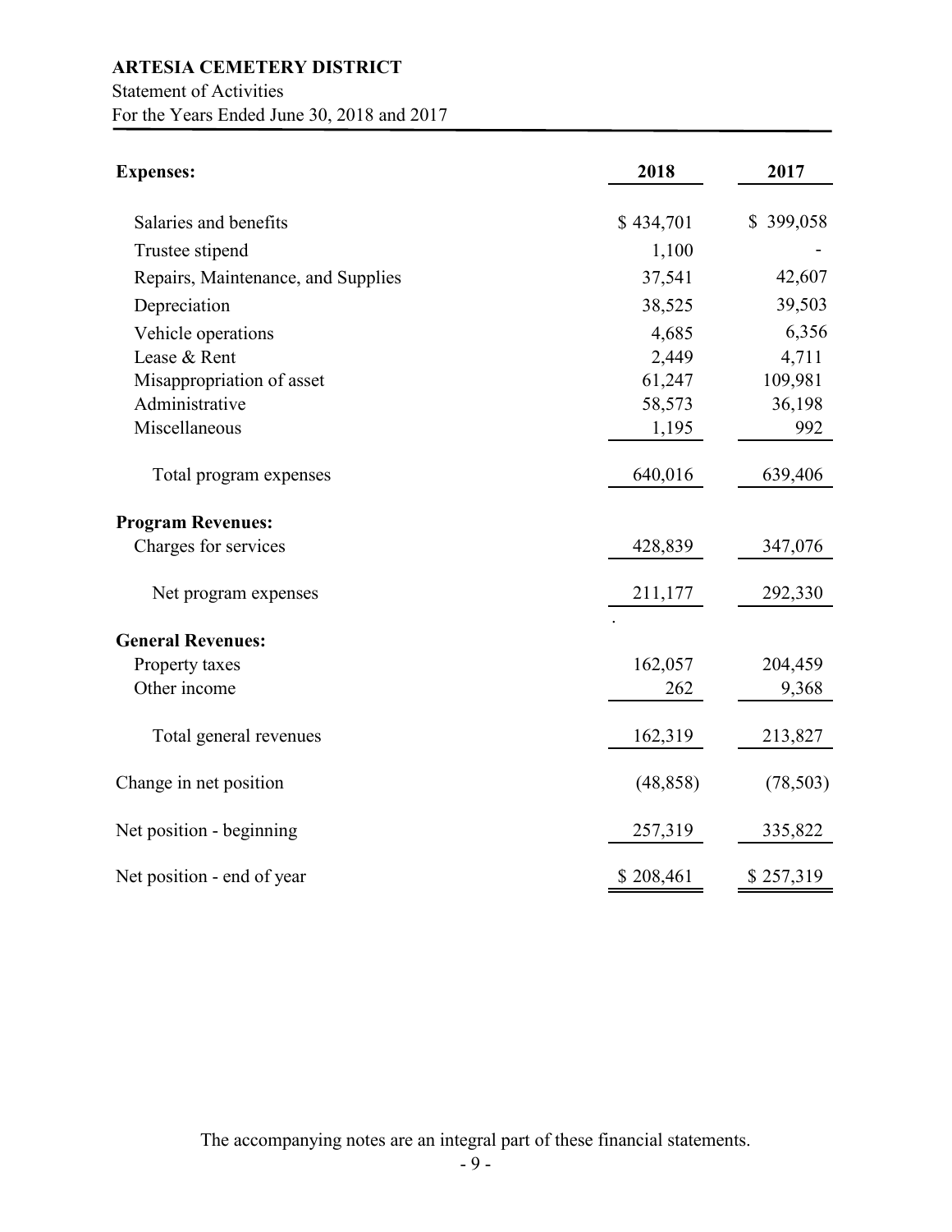**ARTESIA CEMETERY DISTRICT**

Statement of Activities

For the Years Ended June 30, 2018 and 2017

| **Expenses:** | **2018** | **2017** |
|---|---|---|
| Salaries and benefits | $ 434,701 | $ 399,058 |
| Trustee stipend | 1,100 | - |
| Repairs, Maintenance, and Supplies | 37,541 | 42,607 |
| Depreciation | 38,525 | 39,503 |
| Vehicle operations | 4,685 | 6,356 |
| Lease & Rent | 2,449 | 4,711 |
| Misappropriation of asset | 61,247 | 109,981 |
| Administrative | 58,573 | 36,198 |
| Miscellaneous | 1,195 | 992 |
| Total program expenses | 640,016 | 639,406 |
| **Program Revenues:** | | |
| Charges for services | 428,839 | 347,076 |
| Net program expenses | 211,177 | 292,330 |
| **General Revenues:** | | |
| Property taxes | 162,057 | 204,459 |
| Other income | 262 | 9,368 |
| Total general revenues | 162,319 | 213,827 |
| Change in net position | (48,858) | (78,503) |
| Net position - beginning | 257,319 | 335,822 |
| Net position - end of year | $ 208,461 | $ 257,319 |

The accompanying notes are an integral part of these financial statements.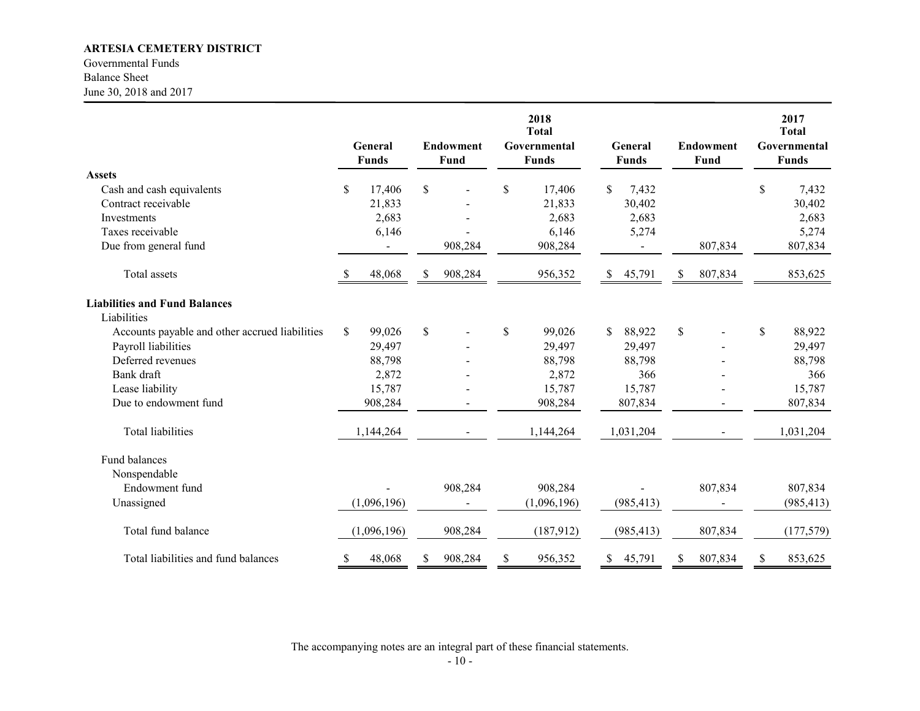**ARTESIA CEMETERY DISTRICT**
Governmental Funds
Balance Sheet
June 30, 2018 and 2017

| | General Funds | Endowment Fund | 2018 Total Governmental Funds | General Funds | Endowment Fund | 2017 Total Governmental Funds |
|---|---|---|---|---|---|---|
| **Assets** | | | | | | |
| Cash and cash equivalents | $ 17,406 | $ - | $ 17,406 | $ 7,432 | | $ 7,432 |
| Contract receivable | 21,833 | - | 21,833 | 30,402 | | 30,402 |
| Investments | 2,683 | - | 2,683 | 2,683 | | 2,683 |
| Taxes receivable | 6,146 | - | 6,146 | 5,274 | | 5,274 |
| Due from general fund | - | 908,284 | 908,284 | - | 807,834 | 807,834 |
| Total assets | $ 48,068 | $ 908,284 | 956,352 | $ 45,791 | $ 807,834 | 853,625 |
| **Liabilities and Fund Balances** | | | | | | |
| Liabilities | | | | | | |
| Accounts payable and other accrued liabilities | $ 99,026 | $ - | $ 99,026 | $ 88,922 | $ - | $ 88,922 |
| Payroll liabilities | 29,497 | - | 29,497 | 29,497 | - | 29,497 |
| Deferred revenues | 88,798 | - | 88,798 | 88,798 | - | 88,798 |
| Bank draft | 2,872 | - | 2,872 | 366 | - | 366 |
| Lease liability | 15,787 | - | 15,787 | 15,787 | - | 15,787 |
| Due to endowment fund | 908,284 | - | 908,284 | 807,834 | - | 807,834 |
| Total liabilities | 1,144,264 | - | 1,144,264 | 1,031,204 | - | 1,031,204 |
| Fund balances | | | | | | |
| Nonspendable | | | | | | |
| Endowment fund | - | 908,284 | 908,284 | - | 807,834 | 807,834 |
| Unassigned | (1,096,196) | - | (1,096,196) | (985,413) | - | (985,413) |
| Total fund balance | (1,096,196) | 908,284 | (187,912) | (985,413) | 807,834 | (177,579) |
| Total liabilities and fund balances | $ 48,068 | $ 908,284 | $ 956,352 | $ 45,791 | $ 807,834 | $ 853,625 |

The accompanying notes are an integral part of these financial statements.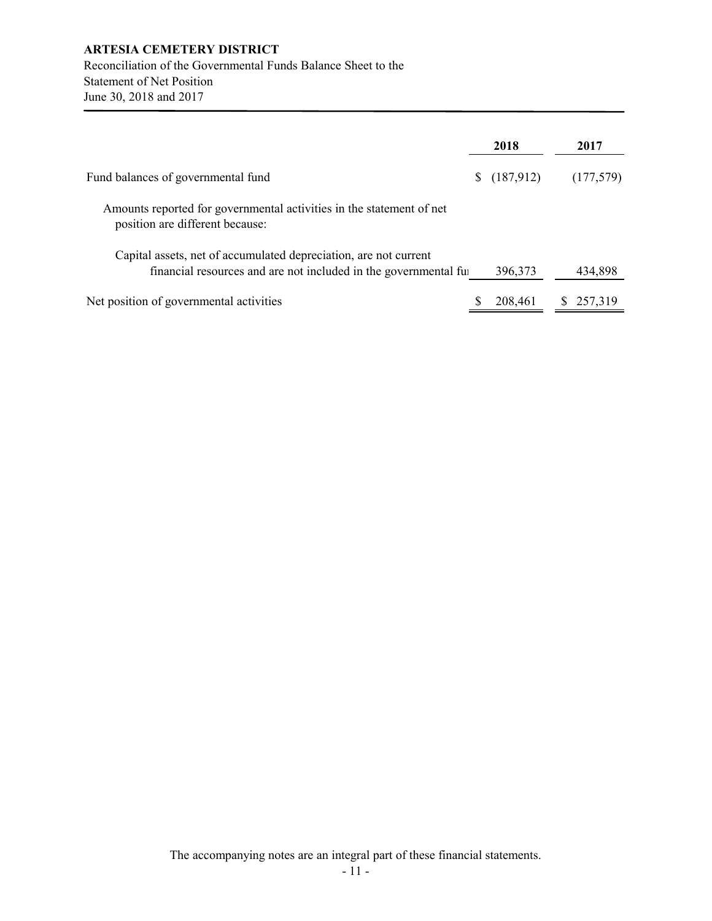**ARTESIA CEMETERY DISTRICT**

Reconciliation of the Governmental Funds Balance Sheet to the
Statement of Net Position
June 30, 2018 and 2017

| | 2018 | 2017 |
|---|---|---|
| Fund balances of governmental fund | $ (187,912) | (177,579) |
| Amounts reported for governmental activities in the statement of net position are different because: | | |
| Capital assets, net of accumulated depreciation, are not current financial resources and are not included in the governmental fu | 396,373 | 434,898 |
| Net position of governmental activities | $ 208,461 | $ 257,319 |

The accompanying notes are an integral part of these financial statements.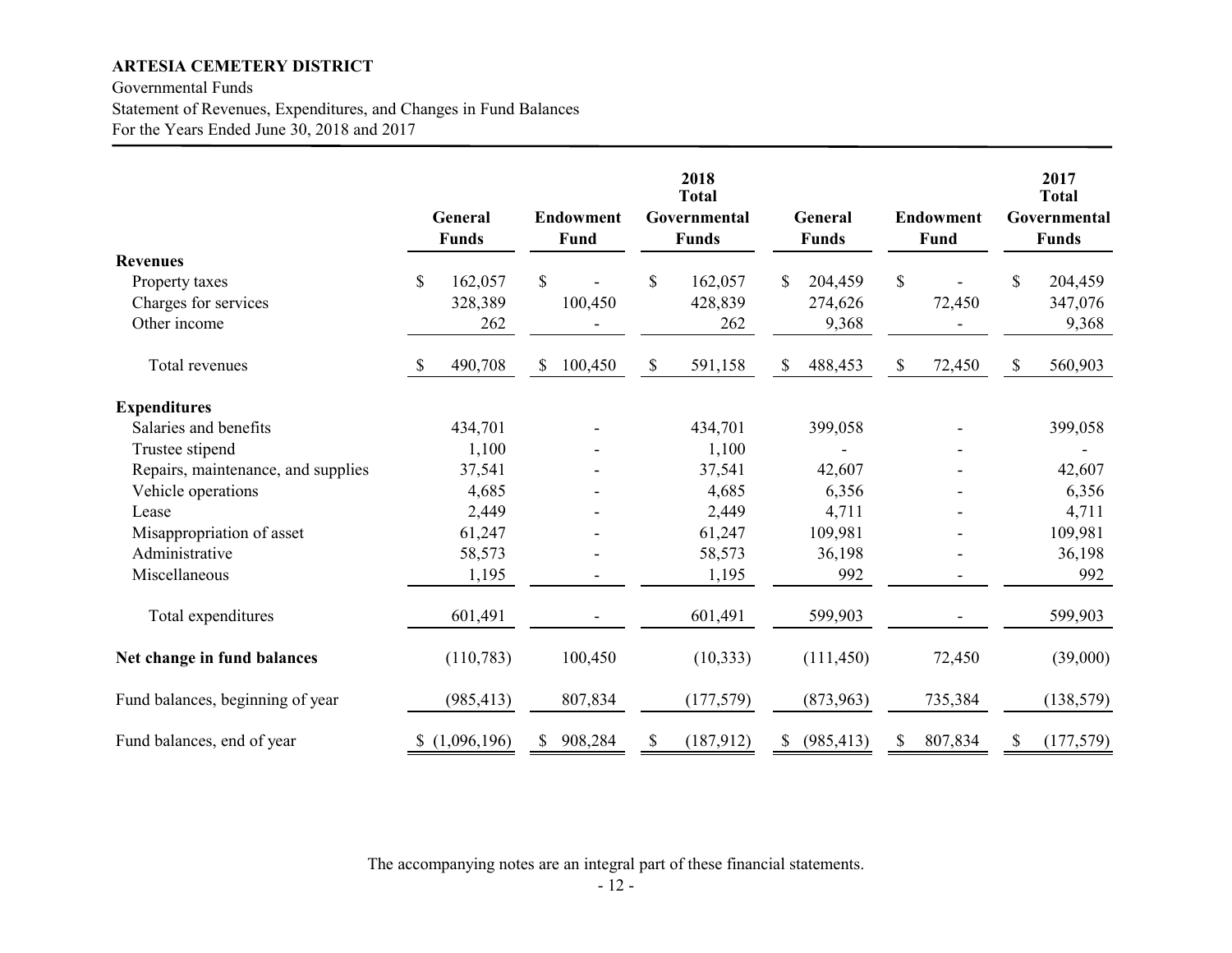**ARTESIA CEMETERY DISTRICT**

Governmental Funds

Statement of Revenues, Expenditures, and Changes in Fund Balances

For the Years Ended June 30, 2018 and 2017

| | General Funds | Endowment Fund | 2018 Total Governmental Funds | General Funds | Endowment Fund | 2017 Total Governmental Funds |
|---|---|---|---|---|---|---|
| **Revenues** | | | | | | |
| Property taxes | $ 162,057 | $ - | $ 162,057 | $ 204,459 | $ - | $ 204,459 |
| Charges for services | 328,389 | 100,450 | 428,839 | 274,626 | 72,450 | 347,076 |
| Other income | 262 | - | 262 | 9,368 | - | 9,368 |
| Total revenues | $ 490,708 | $ 100,450 | $ 591,158 | $ 488,453 | $ 72,450 | $ 560,903 |
| **Expenditures** | | | | | | |
| Salaries and benefits | 434,701 | - | 434,701 | 399,058 | - | 399,058 |
| Trustee stipend | 1,100 | - | 1,100 | - | - | - |
| Repairs, maintenance, and supplies | 37,541 | - | 37,541 | 42,607 | - | 42,607 |
| Vehicle operations | 4,685 | - | 4,685 | 6,356 | - | 6,356 |
| Lease | 2,449 | - | 2,449 | 4,711 | - | 4,711 |
| Misappropriation of asset | 61,247 | - | 61,247 | 109,981 | - | 109,981 |
| Administrative | 58,573 | - | 58,573 | 36,198 | - | 36,198 |
| Miscellaneous | 1,195 | - | 1,195 | 992 | - | 992 |
| Total expenditures | 601,491 | - | 601,491 | 599,903 | - | 599,903 |
| **Net change in fund balances** | (110,783) | 100,450 | (10,333) | (111,450) | 72,450 | (39,000) |
| Fund balances, beginning of year | (985,413) | 807,834 | (177,579) | (873,963) | 735,384 | (138,579) |
| Fund balances, end of year | $ (1,096,196) | $ 908,284 | $ (187,912) | $ (985,413) | $ 807,834 | $ (177,579) |

The accompanying notes are an integral part of these financial statements.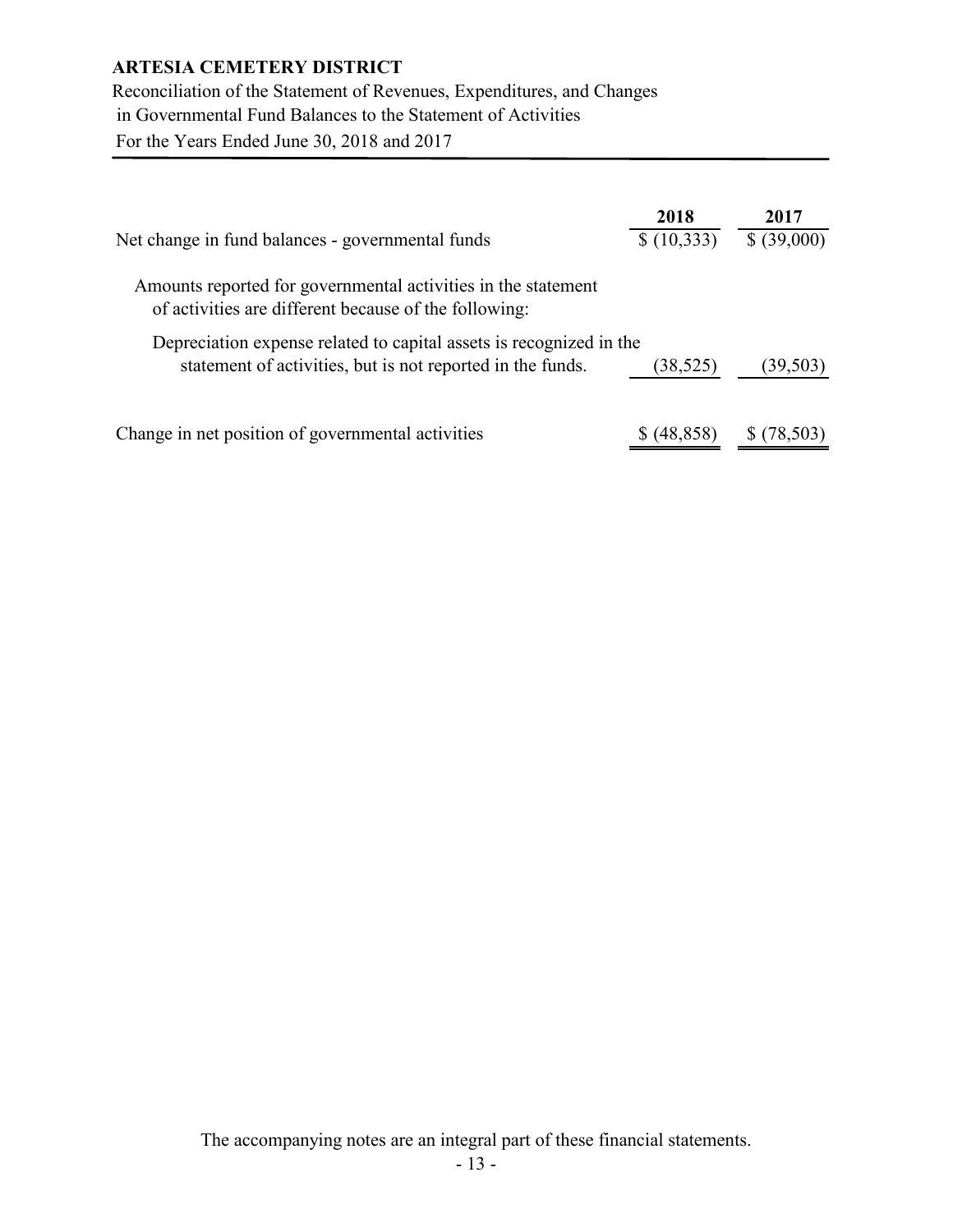# ARTESIA CEMETERY DISTRICT

Reconciliation of the Statement of Revenues, Expenditures, and Changes in Governmental Fund Balances to the Statement of Activities

For the Years Ended June 30, 2018 and 2017

| | 2018 | 2017 |
|---|---|---|
| Net change in fund balances - governmental funds | $ (10,333) | $ (39,000) |
| Amounts reported for governmental activities in the statement of activities are different because of the following: | | |
| Depreciation expense related to capital assets is recognized in the statement of activities, but is not reported in the funds. | (38,525) | (39,503) |
| Change in net position of governmental activities | $ (48,858) | $ (78,503) |

The accompanying notes are an integral part of these financial statements.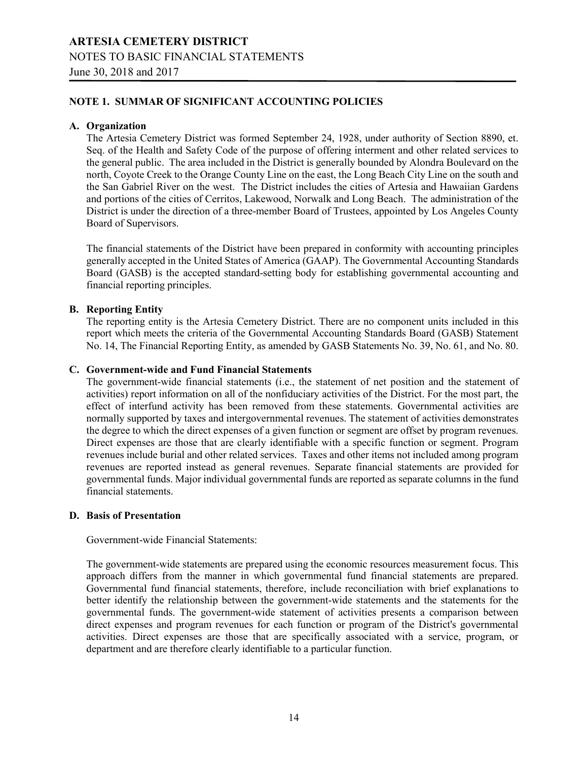# ARTESIA CEMETERY DISTRICT

NOTES TO BASIC FINANCIAL STATEMENTS

June 30, 2018 and 2017

## NOTE 1. SUMMAR OF SIGNIFICANT ACCOUNTING POLICIES

### A. Organization

The Artesia Cemetery District was formed September 24, 1928, under authority of Section 8890, et. Seq. of the Health and Safety Code of the purpose of offering interment and other related services to the general public. The area included in the District is generally bounded by Alondra Boulevard on the north, Coyote Creek to the Orange County Line on the east, the Long Beach City Line on the south and the San Gabriel River on the west. The District includes the cities of Artesia and Hawaiian Gardens and portions of the cities of Cerritos, Lakewood, Norwalk and Long Beach. The administration of the District is under the direction of a three-member Board of Trustees, appointed by Los Angeles County Board of Supervisors.

The financial statements of the District have been prepared in conformity with accounting principles generally accepted in the United States of America (GAAP). The Governmental Accounting Standards Board (GASB) is the accepted standard-setting body for establishing governmental accounting and financial reporting principles.

### B. Reporting Entity

The reporting entity is the Artesia Cemetery District. There are no component units included in this report which meets the criteria of the Governmental Accounting Standards Board (GASB) Statement No. 14, The Financial Reporting Entity, as amended by GASB Statements No. 39, No. 61, and No. 80.

### C. Government-wide and Fund Financial Statements

The government-wide financial statements (i.e., the statement of net position and the statement of activities) report information on all of the nonfiduciary activities of the District. For the most part, the effect of interfund activity has been removed from these statements. Governmental activities are normally supported by taxes and intergovernmental revenues. The statement of activities demonstrates the degree to which the direct expenses of a given function or segment are offset by program revenues. Direct expenses are those that are clearly identifiable with a specific function or segment. Program revenues include burial and other related services. Taxes and other items not included among program revenues are reported instead as general revenues. Separate financial statements are provided for governmental funds. Major individual governmental funds are reported as separate columns in the fund financial statements.

### D. Basis of Presentation

Government-wide Financial Statements:

The government-wide statements are prepared using the economic resources measurement focus. This approach differs from the manner in which governmental fund financial statements are prepared. Governmental fund financial statements, therefore, include reconciliation with brief explanations to better identify the relationship between the government-wide statements and the statements for the governmental funds. The government-wide statement of activities presents a comparison between direct expenses and program revenues for each function or program of the District's governmental activities. Direct expenses are those that are specifically associated with a service, program, or department and are therefore clearly identifiable to a particular function.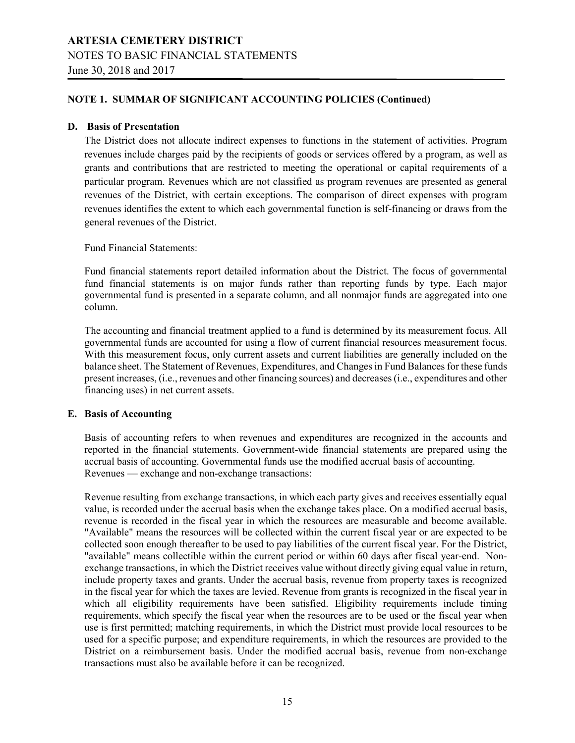## NOTE 1. SUMMAR OF SIGNIFICANT ACCOUNTING POLICIES (Continued)

### D. Basis of Presentation

The District does not allocate indirect expenses to functions in the statement of activities. Program revenues include charges paid by the recipients of goods or services offered by a program, as well as grants and contributions that are restricted to meeting the operational or capital requirements of a particular program. Revenues which are not classified as program revenues are presented as general revenues of the District, with certain exceptions. The comparison of direct expenses with program revenues identifies the extent to which each governmental function is self-financing or draws from the general revenues of the District.

Fund Financial Statements:

Fund financial statements report detailed information about the District. The focus of governmental fund financial statements is on major funds rather than reporting funds by type. Each major governmental fund is presented in a separate column, and all nonmajor funds are aggregated into one column.

The accounting and financial treatment applied to a fund is determined by its measurement focus. All governmental funds are accounted for using a flow of current financial resources measurement focus. With this measurement focus, only current assets and current liabilities are generally included on the balance sheet. The Statement of Revenues, Expenditures, and Changes in Fund Balances for these funds present increases, (i.e., revenues and other financing sources) and decreases (i.e., expenditures and other financing uses) in net current assets.

### E. Basis of Accounting

Basis of accounting refers to when revenues and expenditures are recognized in the accounts and reported in the financial statements. Government-wide financial statements are prepared using the accrual basis of accounting. Governmental funds use the modified accrual basis of accounting.
Revenues — exchange and non-exchange transactions:

Revenue resulting from exchange transactions, in which each party gives and receives essentially equal value, is recorded under the accrual basis when the exchange takes place. On a modified accrual basis, revenue is recorded in the fiscal year in which the resources are measurable and become available. "Available" means the resources will be collected within the current fiscal year or are expected to be collected soon enough thereafter to be used to pay liabilities of the current fiscal year. For the District, "available" means collectible within the current period or within 60 days after fiscal year-end. Non-exchange transactions, in which the District receives value without directly giving equal value in return, include property taxes and grants. Under the accrual basis, revenue from property taxes is recognized in the fiscal year for which the taxes are levied. Revenue from grants is recognized in the fiscal year in which all eligibility requirements have been satisfied. Eligibility requirements include timing requirements, which specify the fiscal year when the resources are to be used or the fiscal year when use is first permitted; matching requirements, in which the District must provide local resources to be used for a specific purpose; and expenditure requirements, in which the resources are provided to the District on a reimbursement basis. Under the modified accrual basis, revenue from non-exchange transactions must also be available before it can be recognized.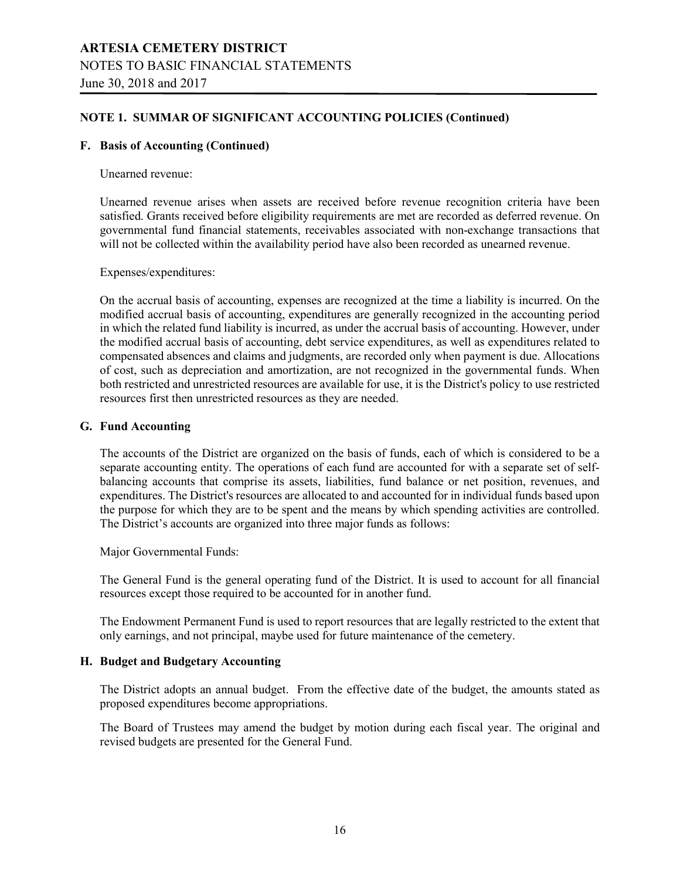## NOTE 1. SUMMAR OF SIGNIFICANT ACCOUNTING POLICIES (Continued)

### F. Basis of Accounting (Continued)

Unearned revenue:

Unearned revenue arises when assets are received before revenue recognition criteria have been satisfied. Grants received before eligibility requirements are met are recorded as deferred revenue. On governmental fund financial statements, receivables associated with non-exchange transactions that will not be collected within the availability period have also been recorded as unearned revenue.

Expenses/expenditures:

On the accrual basis of accounting, expenses are recognized at the time a liability is incurred. On the modified accrual basis of accounting, expenditures are generally recognized in the accounting period in which the related fund liability is incurred, as under the accrual basis of accounting. However, under the modified accrual basis of accounting, debt service expenditures, as well as expenditures related to compensated absences and claims and judgments, are recorded only when payment is due. Allocations of cost, such as depreciation and amortization, are not recognized in the governmental funds. When both restricted and unrestricted resources are available for use, it is the District's policy to use restricted resources first then unrestricted resources as they are needed.

### G. Fund Accounting

The accounts of the District are organized on the basis of funds, each of which is considered to be a separate accounting entity. The operations of each fund are accounted for with a separate set of self-balancing accounts that comprise its assets, liabilities, fund balance or net position, revenues, and expenditures. The District's resources are allocated to and accounted for in individual funds based upon the purpose for which they are to be spent and the means by which spending activities are controlled. The District's accounts are organized into three major funds as follows:

Major Governmental Funds:

The General Fund is the general operating fund of the District. It is used to account for all financial resources except those required to be accounted for in another fund.

The Endowment Permanent Fund is used to report resources that are legally restricted to the extent that only earnings, and not principal, maybe used for future maintenance of the cemetery.

### H. Budget and Budgetary Accounting

The District adopts an annual budget. From the effective date of the budget, the amounts stated as proposed expenditures become appropriations.

The Board of Trustees may amend the budget by motion during each fiscal year. The original and revised budgets are presented for the General Fund.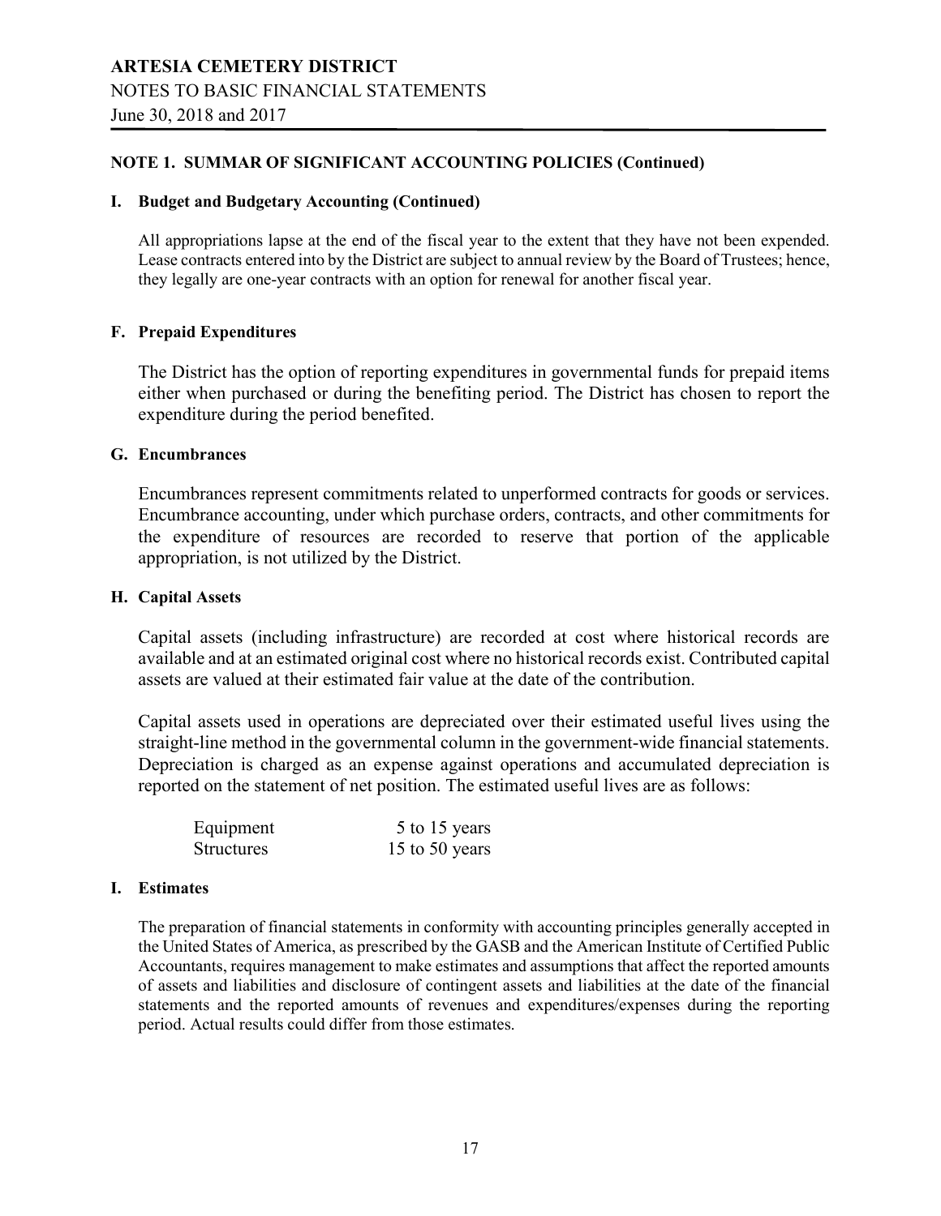**NOTE 1. SUMMAR OF SIGNIFICANT ACCOUNTING POLICIES (Continued)**

**I. Budget and Budgetary Accounting (Continued)**

All appropriations lapse at the end of the fiscal year to the extent that they have not been expended. Lease contracts entered into by the District are subject to annual review by the Board of Trustees; hence, they legally are one-year contracts with an option for renewal for another fiscal year.

**F. Prepaid Expenditures**

The District has the option of reporting expenditures in governmental funds for prepaid items either when purchased or during the benefiting period. The District has chosen to report the expenditure during the period benefited.

**G. Encumbrances**

Encumbrances represent commitments related to unperformed contracts for goods or services. Encumbrance accounting, under which purchase orders, contracts, and other commitments for the expenditure of resources are recorded to reserve that portion of the applicable appropriation, is not utilized by the District.

**H. Capital Assets**

Capital assets (including infrastructure) are recorded at cost where historical records are available and at an estimated original cost where no historical records exist. Contributed capital assets are valued at their estimated fair value at the date of the contribution.

Capital assets used in operations are depreciated over their estimated useful lives using the straight-line method in the governmental column in the government-wide financial statements. Depreciation is charged as an expense against operations and accumulated depreciation is reported on the statement of net position. The estimated useful lives are as follows:

| | |
|---|---|
| Equipment | 5 to 15 years |
| Structures | 15 to 50 years |

**I. Estimates**

The preparation of financial statements in conformity with accounting principles generally accepted in the United States of America, as prescribed by the GASB and the American Institute of Certified Public Accountants, requires management to make estimates and assumptions that affect the reported amounts of assets and liabilities and disclosure of contingent assets and liabilities at the date of the financial statements and the reported amounts of revenues and expenditures/expenses during the reporting period. Actual results could differ from those estimates.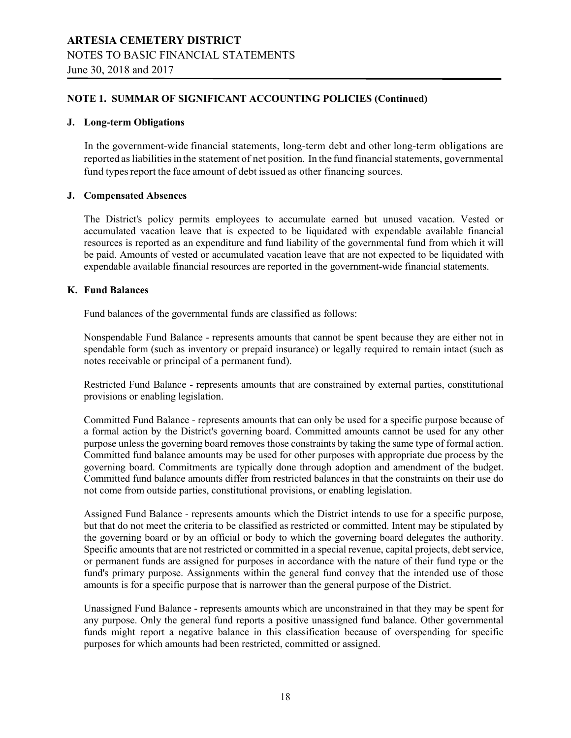## NOTE 1. SUMMAR OF SIGNIFICANT ACCOUNTING POLICIES (Continued)

### J. Long-term Obligations

In the government-wide financial statements, long-term debt and other long-term obligations are reported as liabilities in the statement of net position. In the fund financial statements, governmental fund types report the face amount of debt issued as other financing sources.

### J. Compensated Absences

The District's policy permits employees to accumulate earned but unused vacation. Vested or accumulated vacation leave that is expected to be liquidated with expendable available financial resources is reported as an expenditure and fund liability of the governmental fund from which it will be paid. Amounts of vested or accumulated vacation leave that are not expected to be liquidated with expendable available financial resources are reported in the government-wide financial statements.

### K. Fund Balances

Fund balances of the governmental funds are classified as follows:

Nonspendable Fund Balance - represents amounts that cannot be spent because they are either not in spendable form (such as inventory or prepaid insurance) or legally required to remain intact (such as notes receivable or principal of a permanent fund).

Restricted Fund Balance - represents amounts that are constrained by external parties, constitutional provisions or enabling legislation.

Committed Fund Balance - represents amounts that can only be used for a specific purpose because of a formal action by the District's governing board. Committed amounts cannot be used for any other purpose unless the governing board removes those constraints by taking the same type of formal action. Committed fund balance amounts may be used for other purposes with appropriate due process by the governing board. Commitments are typically done through adoption and amendment of the budget. Committed fund balance amounts differ from restricted balances in that the constraints on their use do not come from outside parties, constitutional provisions, or enabling legislation.

Assigned Fund Balance - represents amounts which the District intends to use for a specific purpose, but that do not meet the criteria to be classified as restricted or committed. Intent may be stipulated by the governing board or by an official or body to which the governing board delegates the authority. Specific amounts that are not restricted or committed in a special revenue, capital projects, debt service, or permanent funds are assigned for purposes in accordance with the nature of their fund type or the fund's primary purpose. Assignments within the general fund convey that the intended use of those amounts is for a specific purpose that is narrower than the general purpose of the District.

Unassigned Fund Balance - represents amounts which are unconstrained in that they may be spent for any purpose. Only the general fund reports a positive unassigned fund balance. Other governmental funds might report a negative balance in this classification because of overspending for specific purposes for which amounts had been restricted, committed or assigned.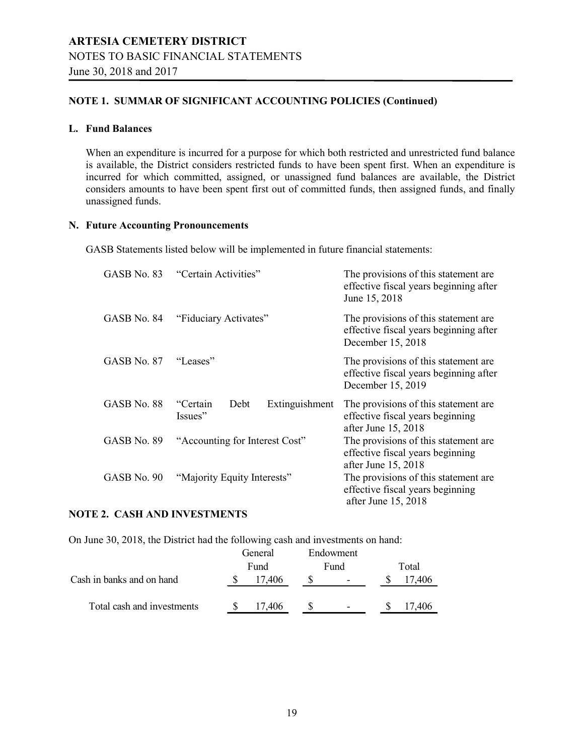## NOTE 1. SUMMAR OF SIGNIFICANT ACCOUNTING POLICIES (Continued)

### L. Fund Balances

When an expenditure is incurred for a purpose for which both restricted and unrestricted fund balance is available, the District considers restricted funds to have been spent first. When an expenditure is incurred for which committed, assigned, or unassigned fund balances are available, the District considers amounts to have been spent first out of committed funds, then assigned funds, and finally unassigned funds.

### N. Future Accounting Pronouncements

GASB Statements listed below will be implemented in future financial statements:

| | | |
|---|---|---|
| GASB No. 83 | "Certain Activities" | The provisions of this statement are effective fiscal years beginning after June 15, 2018 |
| GASB No. 84 | "Fiduciary Activates" | The provisions of this statement are effective fiscal years beginning after December 15, 2018 |
| GASB No. 87 | "Leases" | The provisions of this statement are effective fiscal years beginning after December 15, 2019 |
| GASB No. 88 | "Certain Debt Extinguishment Issues" | The provisions of this statement are effective fiscal years beginning after June 15, 2018 |
| GASB No. 89 | "Accounting for Interest Cost" | The provisions of this statement are effective fiscal years beginning after June 15, 2018 |
| GASB No. 90 | "Majority Equity Interests" | The provisions of this statement are effective fiscal years beginning after June 15, 2018 |

## NOTE 2. CASH AND INVESTMENTS

On June 30, 2018, the District had the following cash and investments on hand:

| | General Fund | Endowment Fund | Total |
|---|---|---|---|
| Cash in banks and on hand | $ 17,406 | $ - | $ 17,406 |
| Total cash and investments | $ 17,406 | $ - | $ 17,406 |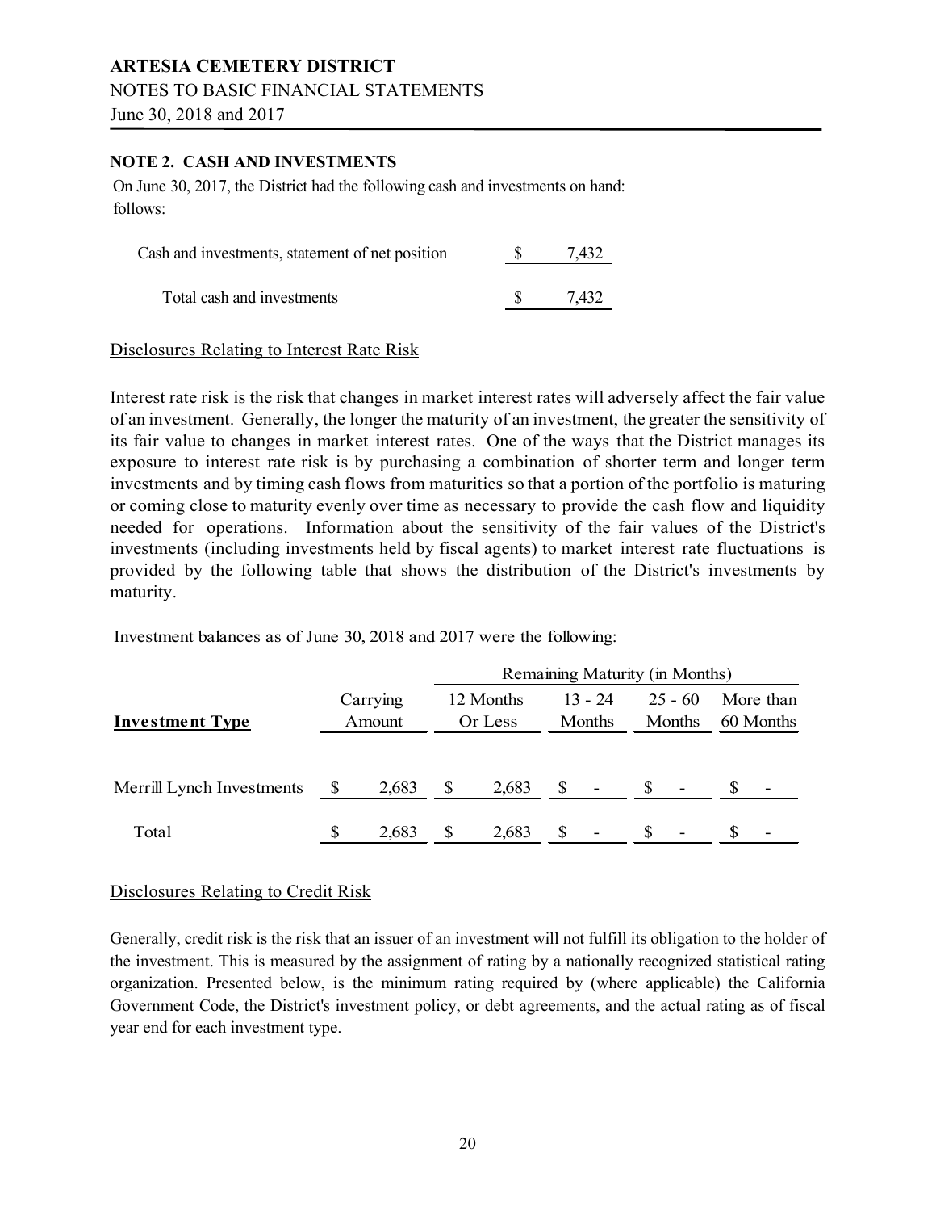## NOTE 2. CASH AND INVESTMENTS

On June 30, 2017, the District had the following cash and investments on hand: follows:

| | | |
|---|---|---|
| Cash and investments, statement of net position | $ | 7,432 |
| Total cash and investments | $ | 7,432 |

### Disclosures Relating to Interest Rate Risk

Interest rate risk is the risk that changes in market interest rates will adversely affect the fair value of an investment. Generally, the longer the maturity of an investment, the greater the sensitivity of its fair value to changes in market interest rates. One of the ways that the District manages its exposure to interest rate risk is by purchasing a combination of shorter term and longer term investments and by timing cash flows from maturities so that a portion of the portfolio is maturing or coming close to maturity evenly over time as necessary to provide the cash flow and liquidity needed for operations. Information about the sensitivity of the fair values of the District's investments (including investments held by fiscal agents) to market interest rate fluctuations is provided by the following table that shows the distribution of the District's investments by maturity.

Investment balances as of June 30, 2018 and 2017 were the following:

| | | Remaining Maturity (in Months) | | | |
|---|---|---|---|---|---|
| **Investment Type** | Carrying Amount | 12 Months Or Less | 13 - 24 Months | 25 - 60 Months | More than 60 Months |
| Merrill Lynch Investments | $ 2,683 | $ 2,683 | $ - | $ - | $ - |
| Total | $ 2,683 | $ 2,683 | $ - | $ - | $ - |

### Disclosures Relating to Credit Risk

Generally, credit risk is the risk that an issuer of an investment will not fulfill its obligation to the holder of the investment. This is measured by the assignment of rating by a nationally recognized statistical rating organization. Presented below, is the minimum rating required by (where applicable) the California Government Code, the District's investment policy, or debt agreements, and the actual rating as of fiscal year end for each investment type.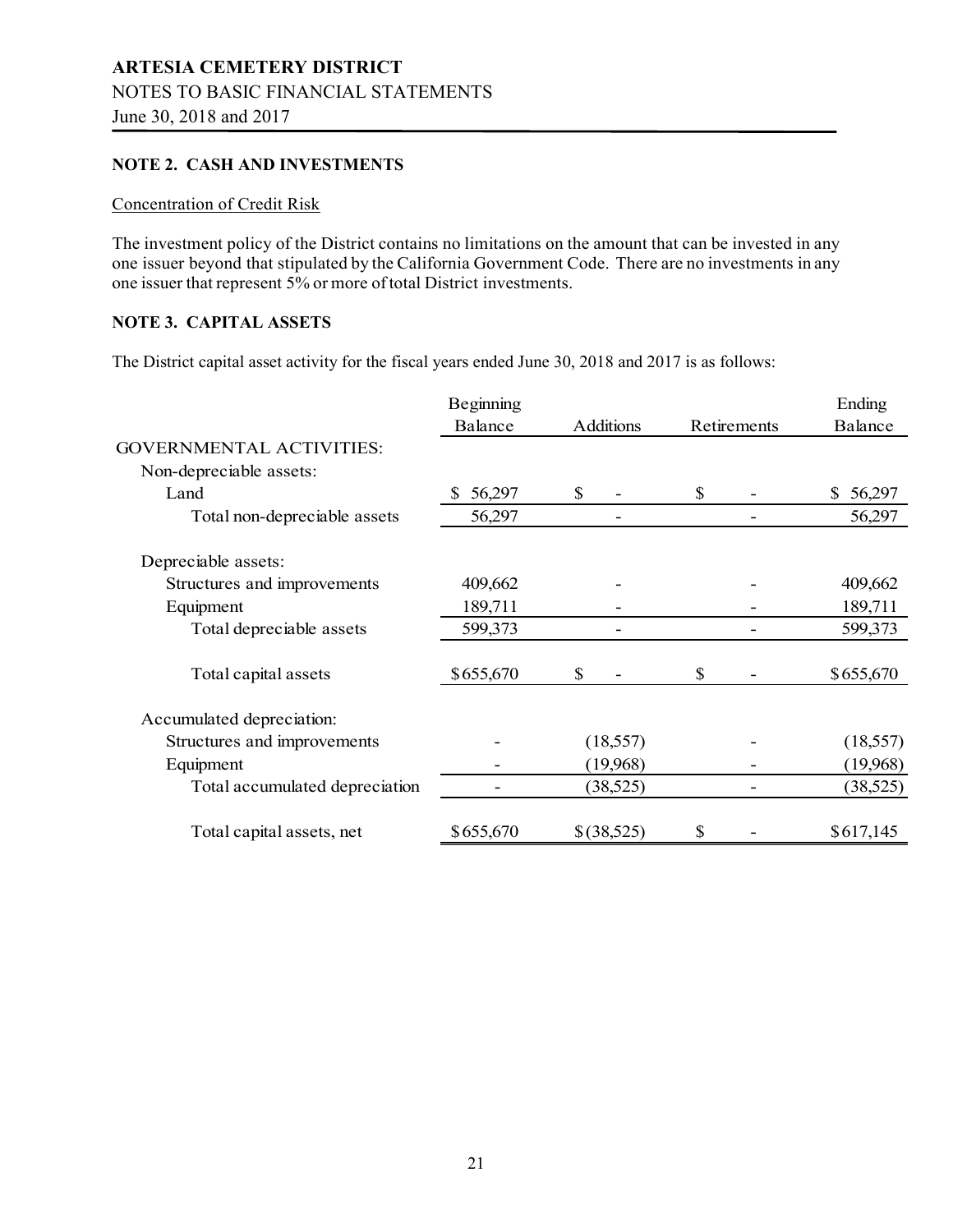**ARTESIA CEMETERY DISTRICT**
NOTES TO BASIC FINANCIAL STATEMENTS
June 30, 2018 and 2017

## NOTE 2. CASH AND INVESTMENTS

Concentration of Credit Risk

The investment policy of the District contains no limitations on the amount that can be invested in any one issuer beyond that stipulated by the California Government Code. There are no investments in any one issuer that represent 5% or more of total District investments.

## NOTE 3. CAPITAL ASSETS

The District capital asset activity for the fiscal years ended June 30, 2018 and 2017 is as follows:

| | Beginning Balance | Additions | Retirements | Ending Balance |
|---|---|---|---|---|
| GOVERNMENTAL ACTIVITIES: | | | | |
| Non-depreciable assets: | | | | |
| Land | $ 56,297 | $ - | $ - | $ 56,297 |
| Total non-depreciable assets | 56,297 | - | - | 56,297 |
| Depreciable assets: | | | | |
| Structures and improvements | 409,662 | - | - | 409,662 |
| Equipment | 189,711 | - | - | 189,711 |
| Total depreciable assets | 599,373 | - | - | 599,373 |
| Total capital assets | $655,670 | $ - | $ - | $655,670 |
| Accumulated depreciation: | | | | |
| Structures and improvements | - | (18,557) | - | (18,557) |
| Equipment | - | (19,968) | - | (19,968) |
| Total accumulated depreciation | - | (38,525) | - | (38,525) |
| Total capital assets, net | $655,670 | $(38,525) | $ - | $617,145 |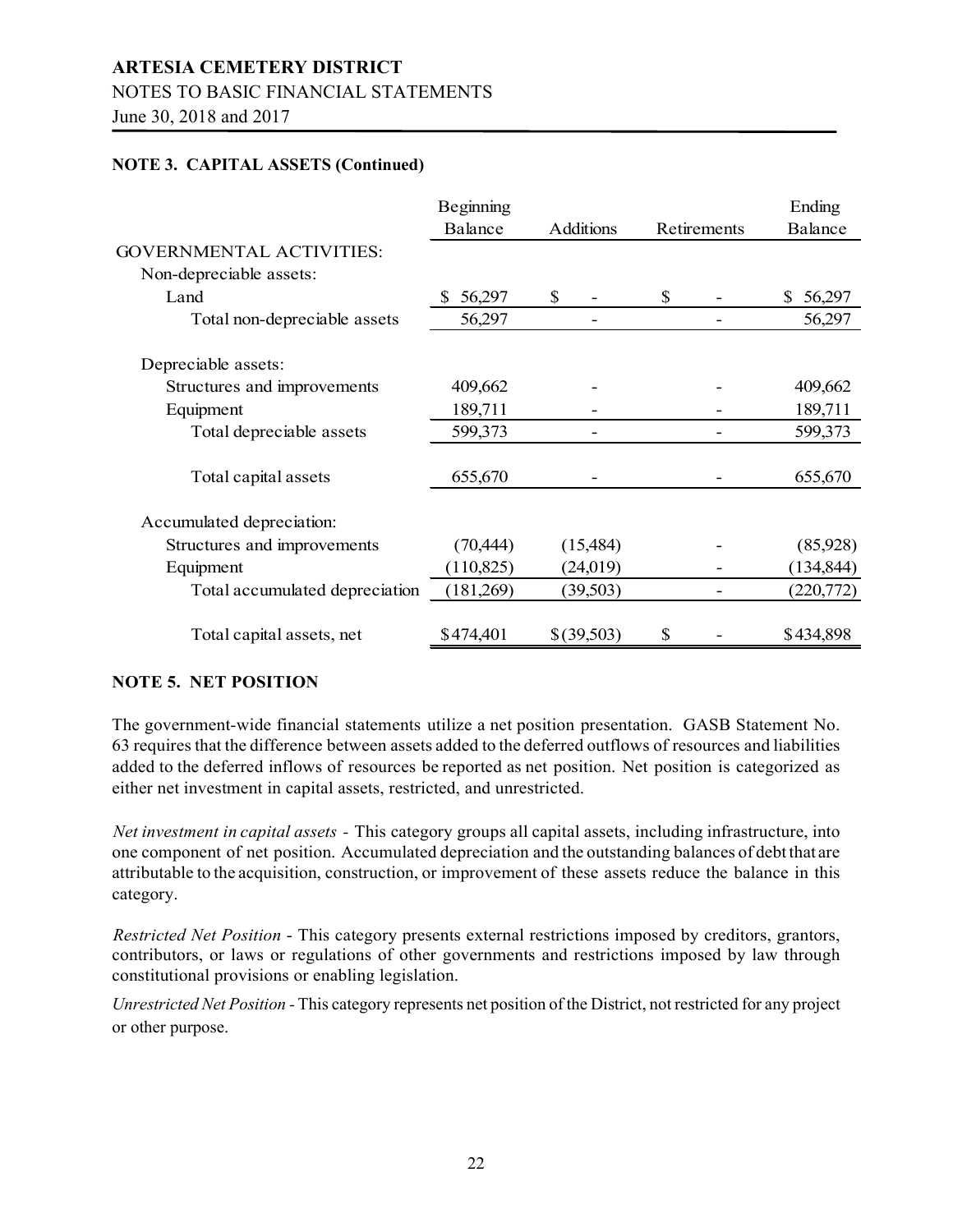**NOTE 3. CAPITAL ASSETS (Continued)**

| | Beginning Balance | Additions | Retirements | Ending Balance |
|---|---|---|---|---|
| GOVERNMENTAL ACTIVITIES: | | | | |
| Non-depreciable assets: | | | | |
| Land | $ 56,297 | $ - | $ - | $ 56,297 |
| Total non-depreciable assets | 56,297 | - | - | 56,297 |
| Depreciable assets: | | | | |
| Structures and improvements | 409,662 | - | - | 409,662 |
| Equipment | 189,711 | - | - | 189,711 |
| Total depreciable assets | 599,373 | - | - | 599,373 |
| Total capital assets | 655,670 | - | - | 655,670 |
| Accumulated depreciation: | | | | |
| Structures and improvements | (70,444) | (15,484) | - | (85,928) |
| Equipment | (110,825) | (24,019) | - | (134,844) |
| Total accumulated depreciation | (181,269) | (39,503) | - | (220,772) |
| Total capital assets, net | $474,401 | $(39,503) | $ - | $434,898 |

**NOTE 5. NET POSITION**

The government-wide financial statements utilize a net position presentation. GASB Statement No. 63 requires that the difference between assets added to the deferred outflows of resources and liabilities added to the deferred inflows of resources be reported as net position. Net position is categorized as either net investment in capital assets, restricted, and unrestricted.

*Net investment in capital assets* - This category groups all capital assets, including infrastructure, into one component of net position. Accumulated depreciation and the outstanding balances of debt that are attributable to the acquisition, construction, or improvement of these assets reduce the balance in this category.

*Restricted Net Position* - This category presents external restrictions imposed by creditors, grantors, contributors, or laws or regulations of other governments and restrictions imposed by law through constitutional provisions or enabling legislation.

*Unrestricted Net Position* - This category represents net position of the District, not restricted for any project or other purpose.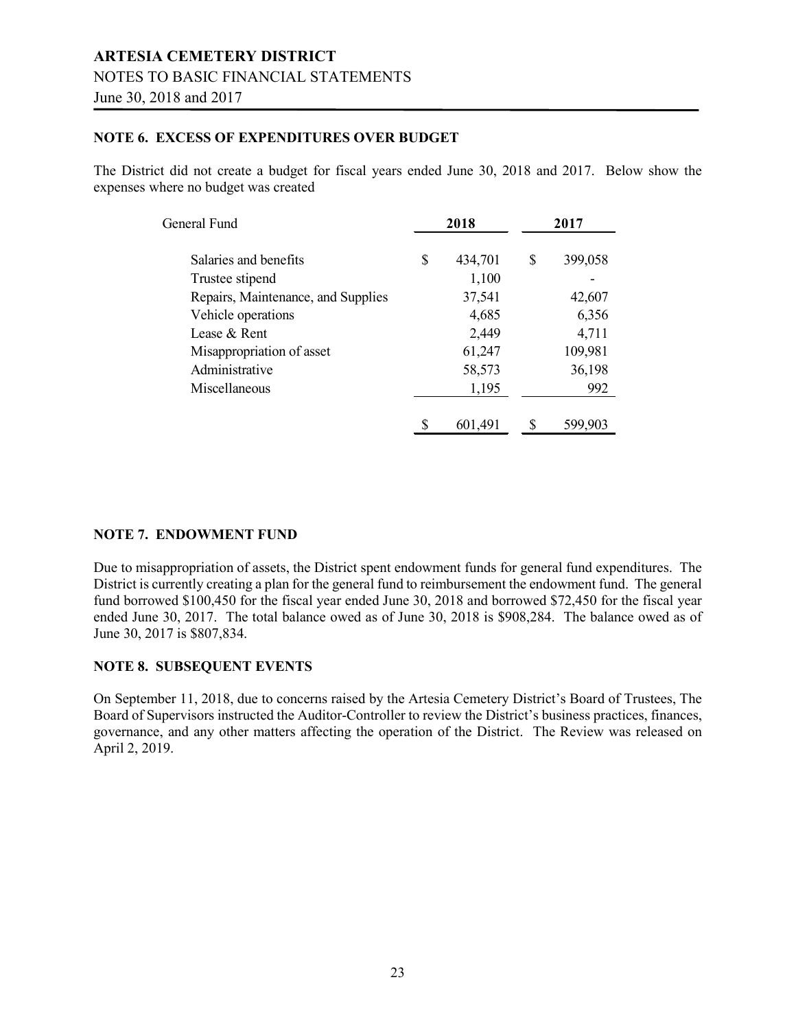## NOTE 6. EXCESS OF EXPENDITURES OVER BUDGET

The District did not create a budget for fiscal years ended June 30, 2018 and 2017. Below show the expenses where no budget was created

| General Fund | 2018 | 2017 |
|---|---|---|
| Salaries and benefits | $ 434,701 | $ 399,058 |
| Trustee stipend | 1,100 | - |
| Repairs, Maintenance, and Supplies | 37,541 | 42,607 |
| Vehicle operations | 4,685 | 6,356 |
| Lease & Rent | 2,449 | 4,711 |
| Misappropriation of asset | 61,247 | 109,981 |
| Administrative | 58,573 | 36,198 |
| Miscellaneous | 1,195 | 992 |
| | $ 601,491 | $ 599,903 |

## NOTE 7. ENDOWMENT FUND

Due to misappropriation of assets, the District spent endowment funds for general fund expenditures. The District is currently creating a plan for the general fund to reimbursement the endowment fund. The general fund borrowed $100,450 for the fiscal year ended June 30, 2018 and borrowed $72,450 for the fiscal year ended June 30, 2017. The total balance owed as of June 30, 2018 is $908,284. The balance owed as of June 30, 2017 is $807,834.

## NOTE 8. SUBSEQUENT EVENTS

On September 11, 2018, due to concerns raised by the Artesia Cemetery District's Board of Trustees, The Board of Supervisors instructed the Auditor-Controller to review the District's business practices, finances, governance, and any other matters affecting the operation of the District. The Review was released on April 2, 2019.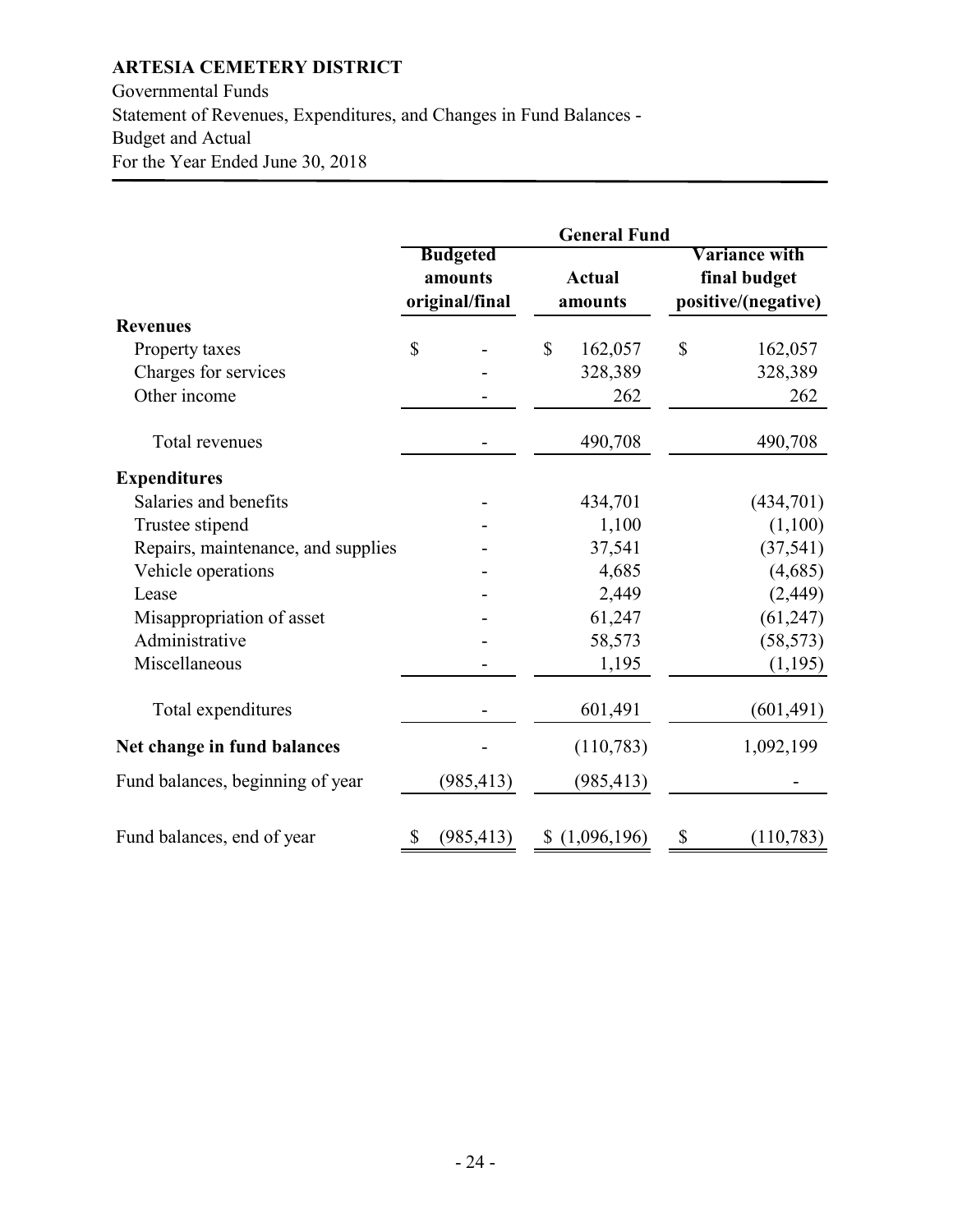**ARTESIA CEMETERY DISTRICT**

Governmental Funds

Statement of Revenues, Expenditures, and Changes in Fund Balances -

Budget and Actual

For the Year Ended June 30, 2018

| | General Fund | | |
|---|---|---|---|
| | **Budgeted amounts original/final** | **Actual amounts** | **Variance with final budget positive/(negative)** |
| **Revenues** | | | |
| Property taxes | $ - | $ 162,057 | $ 162,057 |
| Charges for services | - | 328,389 | 328,389 |
| Other income | - | 262 | 262 |
| Total revenues | - | 490,708 | 490,708 |
| **Expenditures** | | | |
| Salaries and benefits | - | 434,701 | (434,701) |
| Trustee stipend | - | 1,100 | (1,100) |
| Repairs, maintenance, and supplies | - | 37,541 | (37,541) |
| Vehicle operations | - | 4,685 | (4,685) |
| Lease | - | 2,449 | (2,449) |
| Misappropriation of asset | - | 61,247 | (61,247) |
| Administrative | - | 58,573 | (58,573) |
| Miscellaneous | - | 1,195 | (1,195) |
| Total expenditures | - | 601,491 | (601,491) |
| **Net change in fund balances** | - | (110,783) | 1,092,199 |
| Fund balances, beginning of year | (985,413) | (985,413) | - |
| Fund balances, end of year | $ (985,413) | $ (1,096,196) | $ (110,783) |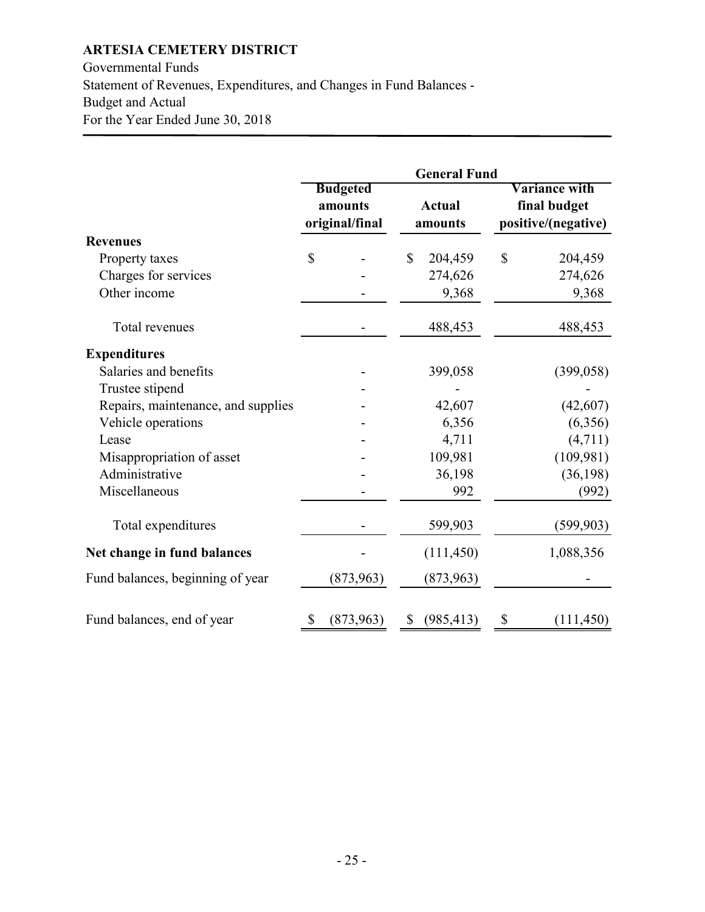**ARTESIA CEMETERY DISTRICT**

Governmental Funds
Statement of Revenues, Expenditures, and Changes in Fund Balances -
Budget and Actual
For the Year Ended June 30, 2018

| | General Fund | | |
|---|---|---|---|
| | Budgeted amounts original/final | Actual amounts | Variance with final budget positive/(negative) |
| **Revenues** | | | |
| Property taxes | $ - | $ 204,459 | $ 204,459 |
| Charges for services | - | 274,626 | 274,626 |
| Other income | - | 9,368 | 9,368 |
| Total revenues | - | 488,453 | 488,453 |
| **Expenditures** | | | |
| Salaries and benefits | - | 399,058 | (399,058) |
| Trustee stipend | - | - | - |
| Repairs, maintenance, and supplies | - | 42,607 | (42,607) |
| Vehicle operations | - | 6,356 | (6,356) |
| Lease | - | 4,711 | (4,711) |
| Misappropriation of asset | - | 109,981 | (109,981) |
| Administrative | - | 36,198 | (36,198) |
| Miscellaneous | - | 992 | (992) |
| Total expenditures | - | 599,903 | (599,903) |
| **Net change in fund balances** | - | (111,450) | 1,088,356 |
| Fund balances, beginning of year | (873,963) | (873,963) | - |
| Fund balances, end of year | $ (873,963) | $ (985,413) | $ (111,450) |